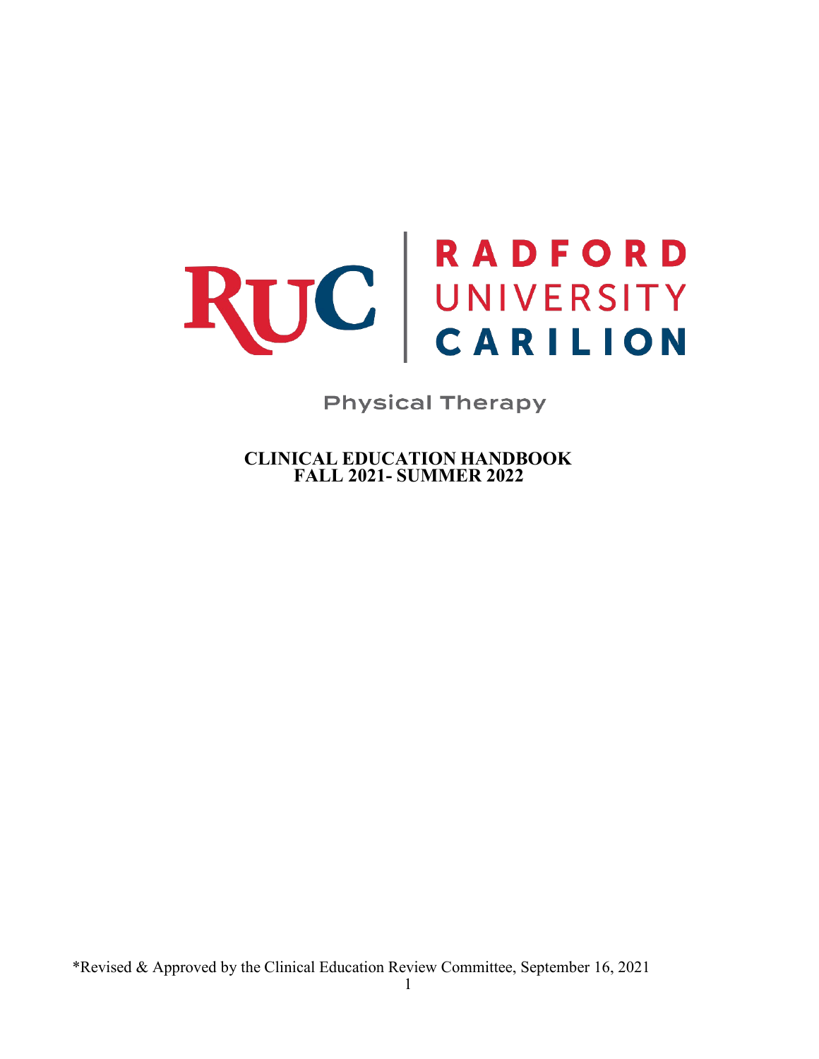RUC | RADFORD UNIVERSITY CARILION

Physical Therapy

# CLINICAL EDUCATION HANDBOOK
# FALL 2021- SUMMER 2022

*Revised & Approved by the Clinical Education Review Committee, September 16, 2021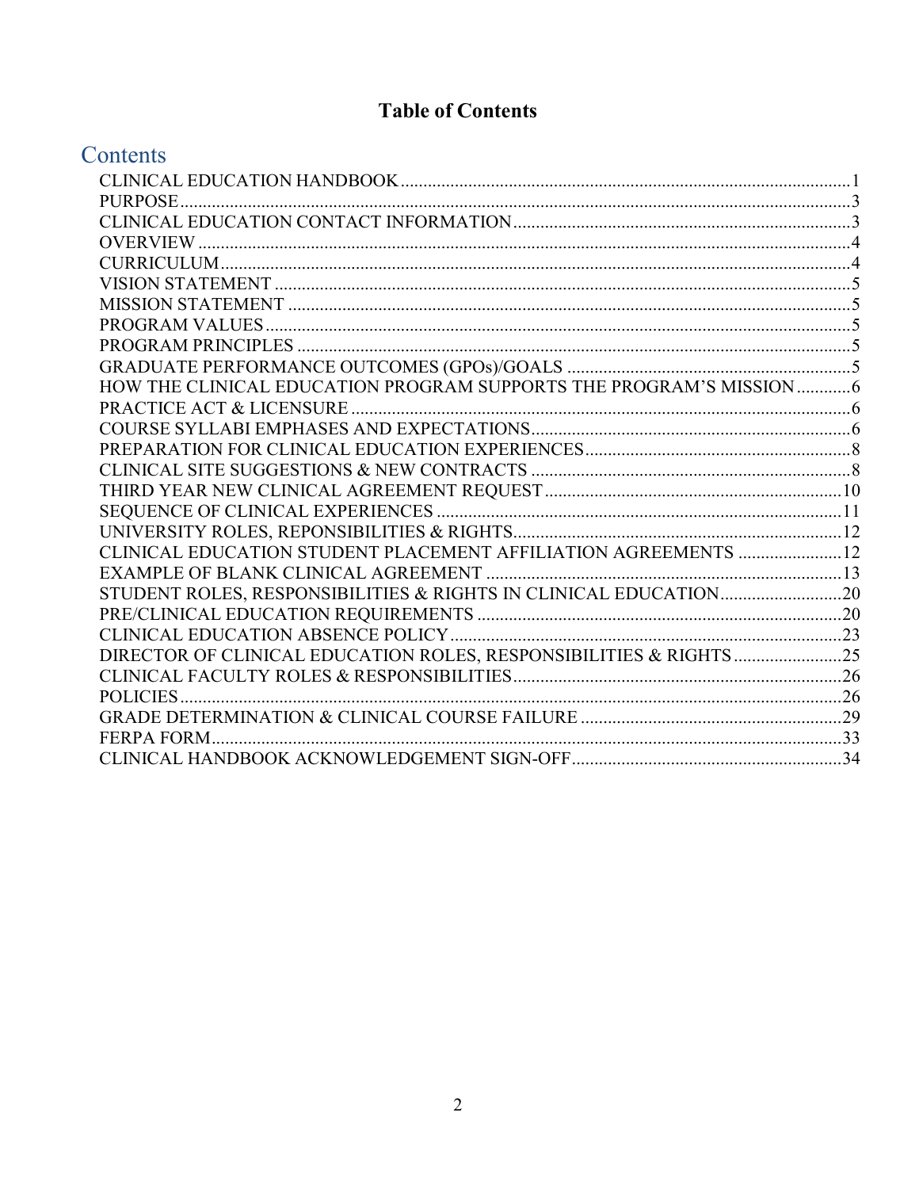# Table of Contents

## Contents

- CLINICAL EDUCATION HANDBOOK ........ 1
- PURPOSE ........ 3
- CLINICAL EDUCATION CONTACT INFORMATION ........ 3
- OVERVIEW ........ 4
- CURRICULUM ........ 4
- VISION STATEMENT ........ 5
- MISSION STATEMENT ........ 5
- PROGRAM VALUES ........ 5
- PROGRAM PRINCIPLES ........ 5
- GRADUATE PERFORMANCE OUTCOMES (GPOs)/GOALS ........ 5
- HOW THE CLINICAL EDUCATION PROGRAM SUPPORTS THE PROGRAM'S MISSION ........ 6
- PRACTICE ACT & LICENSURE ........ 6
- COURSE SYLLABI EMPHASES AND EXPECTATIONS ........ 6
- PREPARATION FOR CLINICAL EDUCATION EXPERIENCES ........ 8
- CLINICAL SITE SUGGESTIONS & NEW CONTRACTS ........ 8
- THIRD YEAR NEW CLINICAL AGREEMENT REQUEST ........ 10
- SEQUENCE OF CLINICAL EXPERIENCES ........ 11
- UNIVERSITY ROLES, REPONSIBILITIES & RIGHTS ........ 12
- CLINICAL EDUCATION STUDENT PLACEMENT AFFILIATION AGREEMENTS ........ 12
- EXAMPLE OF BLANK CLINICAL AGREEMENT ........ 13
- STUDENT ROLES, RESPONSIBILITIES & RIGHTS IN CLINICAL EDUCATION ........ 20
- PRE/CLINICAL EDUCATION REQUIREMENTS ........ 20
- CLINICAL EDUCATION ABSENCE POLICY ........ 23
- DIRECTOR OF CLINICAL EDUCATION ROLES, RESPONSIBILITIES & RIGHTS ........ 25
- CLINICAL FACULTY ROLES & RESPONSIBILITIES ........ 26
- POLICIES ........ 26
- GRADE DETERMINATION & CLINICAL COURSE FAILURE ........ 29
- FERPA FORM ........ 33
- CLINICAL HANDBOOK ACKNOWLEDGEMENT SIGN-OFF ........ 34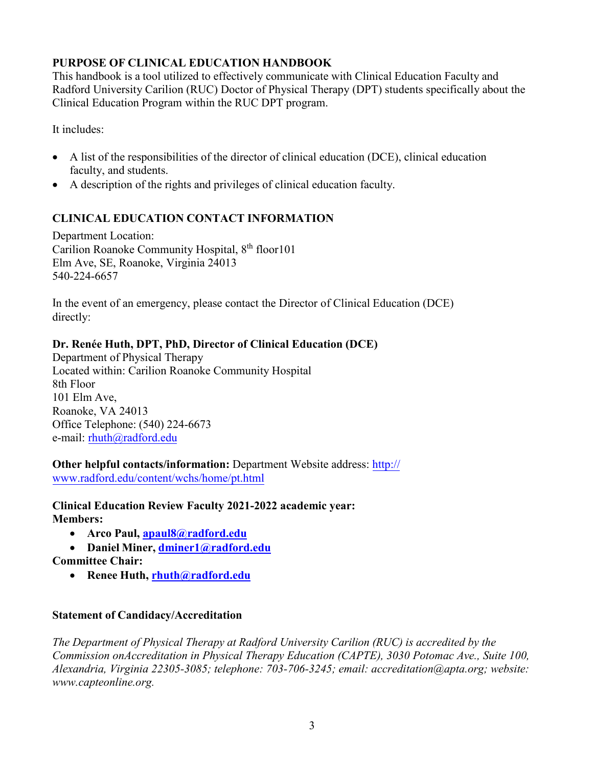## PURPOSE OF CLINICAL EDUCATION HANDBOOK

This handbook is a tool utilized to effectively communicate with Clinical Education Faculty and Radford University Carilion (RUC) Doctor of Physical Therapy (DPT) students specifically about the Clinical Education Program within the RUC DPT program.

It includes:

- A list of the responsibilities of the director of clinical education (DCE), clinical education faculty, and students.
- A description of the rights and privileges of clinical education faculty.

## CLINICAL EDUCATION CONTACT INFORMATION

Department Location:
Carilion Roanoke Community Hospital, 8th floor101
Elm Ave, SE, Roanoke, Virginia 24013
540-224-6657

In the event of an emergency, please contact the Director of Clinical Education (DCE) directly:

**Dr. Renée Huth, DPT, PhD, Director of Clinical Education (DCE)**
Department of Physical Therapy
Located within: Carilion Roanoke Community Hospital
8th Floor
101 Elm Ave,
Roanoke, VA 24013
Office Telephone: (540) 224-6673
e-mail: rhuth@radford.edu

**Other helpful contacts/information:** Department Website address: http://www.radford.edu/content/wchs/home/pt.html

**Clinical Education Review Faculty 2021-2022 academic year:**
**Members:**

- **Arco Paul, apaul8@radford.edu**
- **Daniel Miner, dminer1@radford.edu**

**Committee Chair:**

- **Renee Huth, rhuth@radford.edu**

### Statement of Candidacy/Accreditation

*The Department of Physical Therapy at Radford University Carilion (RUC) is accredited by the Commission onAccreditation in Physical Therapy Education (CAPTE), 3030 Potomac Ave., Suite 100, Alexandria, Virginia 22305-3085; telephone: 703-706-3245; email: accreditation@apta.org; website: www.capteonline.org.*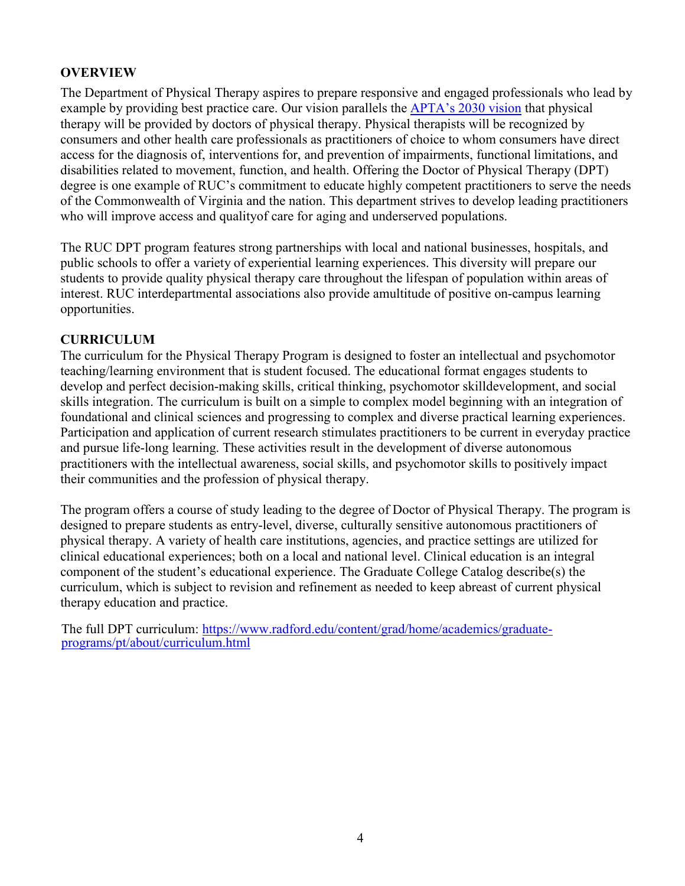## OVERVIEW

The Department of Physical Therapy aspires to prepare responsive and engaged professionals who lead by example by providing best practice care. Our vision parallels the [APTA's 2030 vision](#) that physical therapy will be provided by doctors of physical therapy. Physical therapists will be recognized by consumers and other health care professionals as practitioners of choice to whom consumers have direct access for the diagnosis of, interventions for, and prevention of impairments, functional limitations, and disabilities related to movement, function, and health. Offering the Doctor of Physical Therapy (DPT) degree is one example of RUC's commitment to educate highly competent practitioners to serve the needs of the Commonwealth of Virginia and the nation. This department strives to develop leading practitioners who will improve access and qualityof care for aging and underserved populations.

The RUC DPT program features strong partnerships with local and national businesses, hospitals, and public schools to offer a variety of experiential learning experiences. This diversity will prepare our students to provide quality physical therapy care throughout the lifespan of population within areas of interest. RUC interdepartmental associations also provide amultitude of positive on-campus learning opportunities.

## CURRICULUM

The curriculum for the Physical Therapy Program is designed to foster an intellectual and psychomotor teaching/learning environment that is student focused. The educational format engages students to develop and perfect decision-making skills, critical thinking, psychomotor skilldevelopment, and social skills integration. The curriculum is built on a simple to complex model beginning with an integration of foundational and clinical sciences and progressing to complex and diverse practical learning experiences. Participation and application of current research stimulates practitioners to be current in everyday practice and pursue life-long learning. These activities result in the development of diverse autonomous practitioners with the intellectual awareness, social skills, and psychomotor skills to positively impact their communities and the profession of physical therapy.

The program offers a course of study leading to the degree of Doctor of Physical Therapy. The program is designed to prepare students as entry-level, diverse, culturally sensitive autonomous practitioners of physical therapy. A variety of health care institutions, agencies, and practice settings are utilized for clinical educational experiences; both on a local and national level. Clinical education is an integral component of the student's educational experience. The Graduate College Catalog describe(s) the curriculum, which is subject to revision and refinement as needed to keep abreast of current physical therapy education and practice.

The full DPT curriculum: [https://www.radford.edu/content/grad/home/academics/graduate-programs/pt/about/curriculum.html](https://www.radford.edu/content/grad/home/academics/graduate-programs/pt/about/curriculum.html)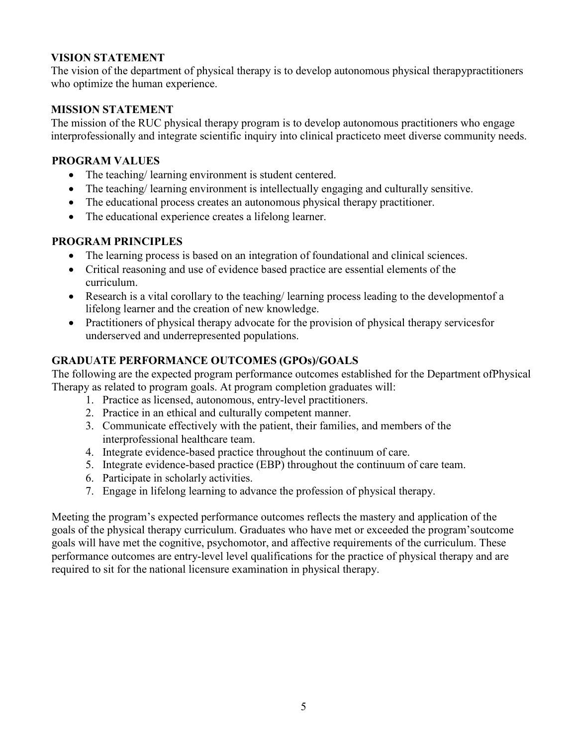## VISION STATEMENT

The vision of the department of physical therapy is to develop autonomous physical therapypractitioners who optimize the human experience.

## MISSION STATEMENT

The mission of the RUC physical therapy program is to develop autonomous practitioners who engage interprofessionally and integrate scientific inquiry into clinical practiceto meet diverse community needs.

## PROGRAM VALUES

- The teaching/ learning environment is student centered.
- The teaching/ learning environment is intellectually engaging and culturally sensitive.
- The educational process creates an autonomous physical therapy practitioner.
- The educational experience creates a lifelong learner.

## PROGRAM PRINCIPLES

- The learning process is based on an integration of foundational and clinical sciences.
- Critical reasoning and use of evidence based practice are essential elements of the curriculum.
- Research is a vital corollary to the teaching/ learning process leading to the developmentof a lifelong learner and the creation of new knowledge.
- Practitioners of physical therapy advocate for the provision of physical therapy servicesfor underserved and underrepresented populations.

## GRADUATE PERFORMANCE OUTCOMES (GPOs)/GOALS

The following are the expected program performance outcomes established for the Department ofPhysical Therapy as related to program goals. At program completion graduates will:

1. Practice as licensed, autonomous, entry-level practitioners.
2. Practice in an ethical and culturally competent manner.
3. Communicate effectively with the patient, their families, and members of the interprofessional healthcare team.
4. Integrate evidence-based practice throughout the continuum of care.
5. Integrate evidence-based practice (EBP) throughout the continuum of care team.
6. Participate in scholarly activities.
7. Engage in lifelong learning to advance the profession of physical therapy.

Meeting the program's expected performance outcomes reflects the mastery and application of the goals of the physical therapy curriculum. Graduates who have met or exceeded the program'soutcome goals will have met the cognitive, psychomotor, and affective requirements of the curriculum. These performance outcomes are entry-level level qualifications for the practice of physical therapy and are required to sit for the national licensure examination in physical therapy.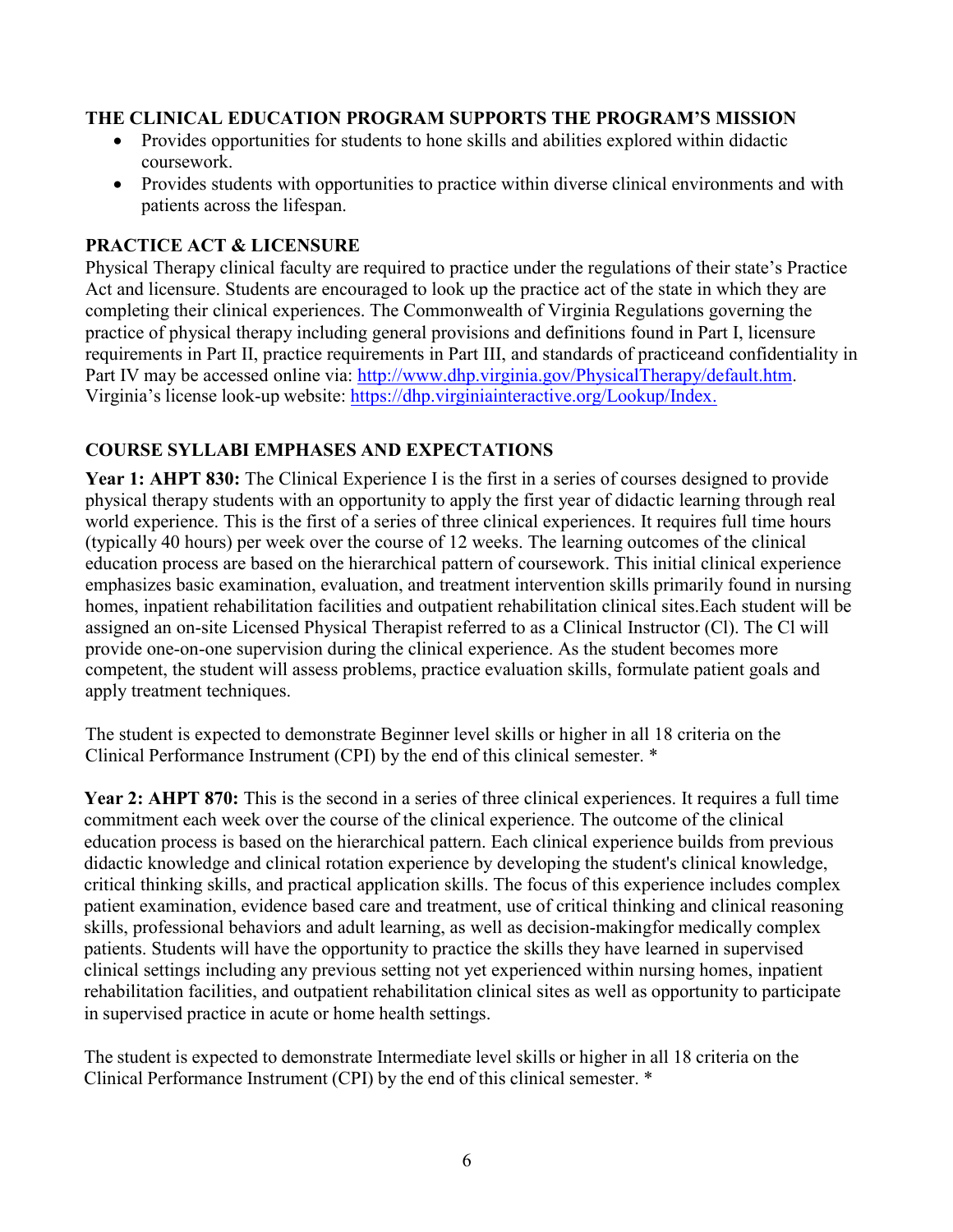## THE CLINICAL EDUCATION PROGRAM SUPPORTS THE PROGRAM'S MISSION

- Provides opportunities for students to hone skills and abilities explored within didactic coursework.
- Provides students with opportunities to practice within diverse clinical environments and with patients across the lifespan.

## PRACTICE ACT & LICENSURE

Physical Therapy clinical faculty are required to practice under the regulations of their state's Practice Act and licensure. Students are encouraged to look up the practice act of the state in which they are completing their clinical experiences. The Commonwealth of Virginia Regulations governing the practice of physical therapy including general provisions and definitions found in Part I, licensure requirements in Part II, practice requirements in Part III, and standards of practiceand confidentiality in Part IV may be accessed online via: http://www.dhp.virginia.gov/PhysicalTherapy/default.htm. Virginia's license look-up website: https://dhp.virginiainteractive.org/Lookup/Index.

## COURSE SYLLABI EMPHASES AND EXPECTATIONS

**Year 1: AHPT 830:** The Clinical Experience I is the first in a series of courses designed to provide physical therapy students with an opportunity to apply the first year of didactic learning through real world experience. This is the first of a series of three clinical experiences. It requires full time hours (typically 40 hours) per week over the course of 12 weeks. The learning outcomes of the clinical education process are based on the hierarchical pattern of coursework. This initial clinical experience emphasizes basic examination, evaluation, and treatment intervention skills primarily found in nursing homes, inpatient rehabilitation facilities and outpatient rehabilitation clinical sites.Each student will be assigned an on-site Licensed Physical Therapist referred to as a Clinical Instructor (Cl). The Cl will provide one-on-one supervision during the clinical experience. As the student becomes more competent, the student will assess problems, practice evaluation skills, formulate patient goals and apply treatment techniques.

The student is expected to demonstrate Beginner level skills or higher in all 18 criteria on the Clinical Performance Instrument (CPI) by the end of this clinical semester. *

**Year 2: AHPT 870:** This is the second in a series of three clinical experiences. It requires a full time commitment each week over the course of the clinical experience. The outcome of the clinical education process is based on the hierarchical pattern. Each clinical experience builds from previous didactic knowledge and clinical rotation experience by developing the student's clinical knowledge, critical thinking skills, and practical application skills. The focus of this experience includes complex patient examination, evidence based care and treatment, use of critical thinking and clinical reasoning skills, professional behaviors and adult learning, as well as decision-makingfor medically complex patients. Students will have the opportunity to practice the skills they have learned in supervised clinical settings including any previous setting not yet experienced within nursing homes, inpatient rehabilitation facilities, and outpatient rehabilitation clinical sites as well as opportunity to participate in supervised practice in acute or home health settings.

The student is expected to demonstrate Intermediate level skills or higher in all 18 criteria on the Clinical Performance Instrument (CPI) by the end of this clinical semester. *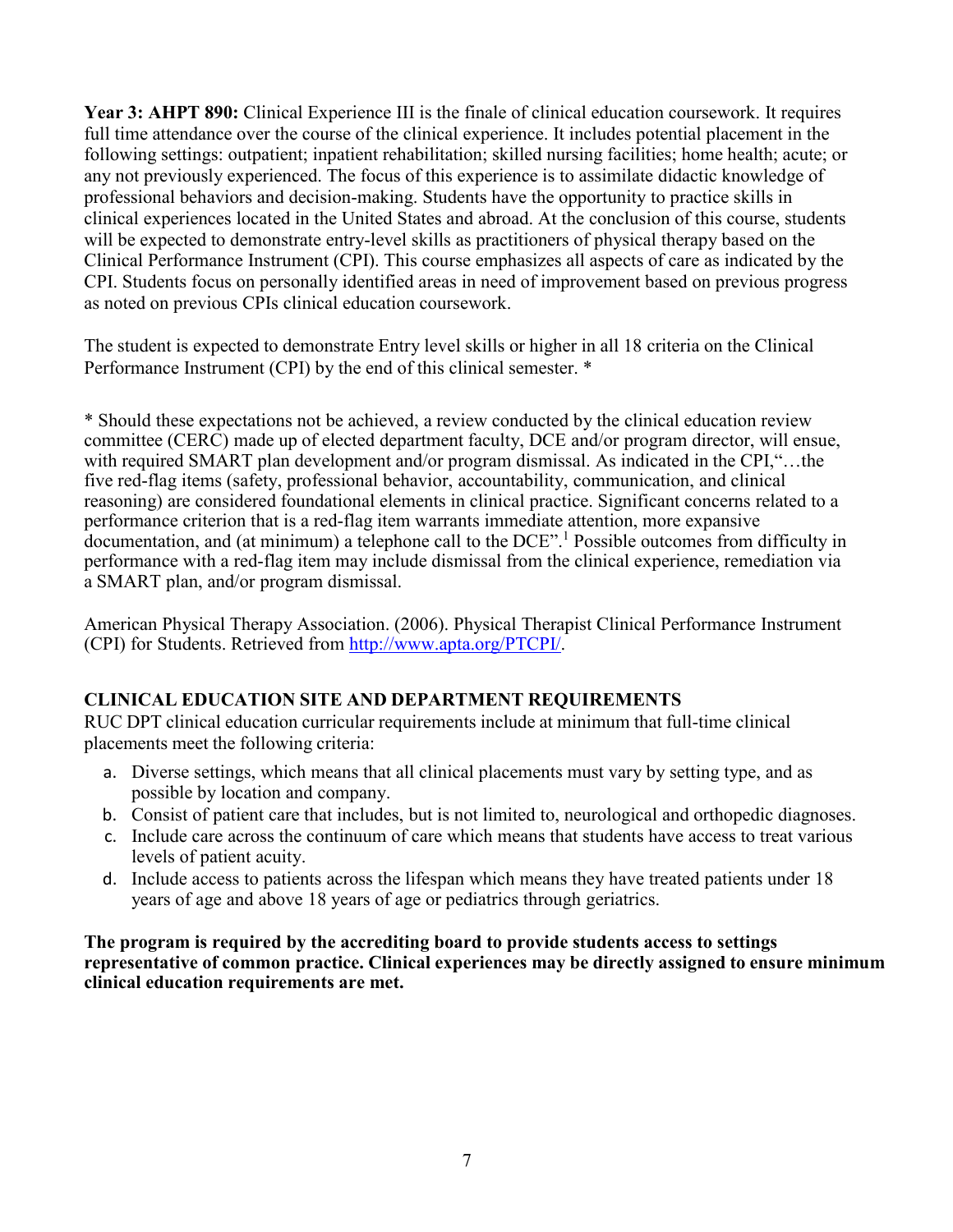**Year 3: AHPT 890:** Clinical Experience III is the finale of clinical education coursework. It requires full time attendance over the course of the clinical experience. It includes potential placement in the following settings: outpatient; inpatient rehabilitation; skilled nursing facilities; home health; acute; or any not previously experienced. The focus of this experience is to assimilate didactic knowledge of professional behaviors and decision-making. Students have the opportunity to practice skills in clinical experiences located in the United States and abroad. At the conclusion of this course, students will be expected to demonstrate entry-level skills as practitioners of physical therapy based on the Clinical Performance Instrument (CPI). This course emphasizes all aspects of care as indicated by the CPI. Students focus on personally identified areas in need of improvement based on previous progress as noted on previous CPIs clinical education coursework.

The student is expected to demonstrate Entry level skills or higher in all 18 criteria on the Clinical Performance Instrument (CPI) by the end of this clinical semester. *

* Should these expectations not be achieved, a review conducted by the clinical education review committee (CERC) made up of elected department faculty, DCE and/or program director, will ensue, with required SMART plan development and/or program dismissal. As indicated in the CPI,"…the five red-flag items (safety, professional behavior, accountability, communication, and clinical reasoning) are considered foundational elements in clinical practice. Significant concerns related to a performance criterion that is a red-flag item warrants immediate attention, more expansive documentation, and (at minimum) a telephone call to the DCE".[1] Possible outcomes from difficulty in performance with a red-flag item may include dismissal from the clinical experience, remediation via a SMART plan, and/or program dismissal.

American Physical Therapy Association. (2006). Physical Therapist Clinical Performance Instrument (CPI) for Students. Retrieved from http://www.apta.org/PTCPI/.

## CLINICAL EDUCATION SITE AND DEPARTMENT REQUIREMENTS

RUC DPT clinical education curricular requirements include at minimum that full-time clinical placements meet the following criteria:

a. Diverse settings, which means that all clinical placements must vary by setting type, and as possible by location and company.
b. Consist of patient care that includes, but is not limited to, neurological and orthopedic diagnoses.
c. Include care across the continuum of care which means that students have access to treat various levels of patient acuity.
d. Include access to patients across the lifespan which means they have treated patients under 18 years of age and above 18 years of age or pediatrics through geriatrics.

**The program is required by the accrediting board to provide students access to settings representative of common practice. Clinical experiences may be directly assigned to ensure minimum clinical education requirements are met.**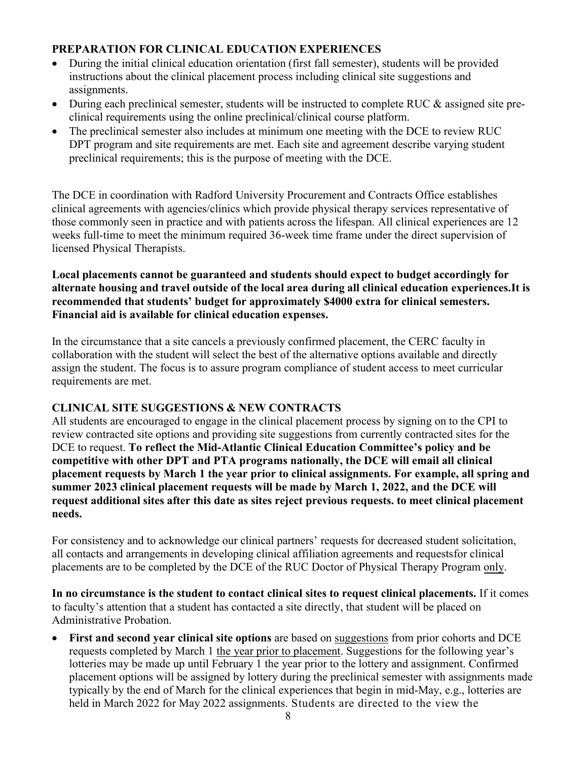## PREPARATION FOR CLINICAL EDUCATION EXPERIENCES

- During the initial clinical education orientation (first fall semester), students will be provided instructions about the clinical placement process including clinical site suggestions and assignments.
- During each preclinical semester, students will be instructed to complete RUC & assigned site pre-clinical requirements using the online preclinical/clinical course platform.
- The preclinical semester also includes at minimum one meeting with the DCE to review RUC DPT program and site requirements are met. Each site and agreement describe varying student preclinical requirements; this is the purpose of meeting with the DCE.

The DCE in coordination with Radford University Procurement and Contracts Office establishes clinical agreements with agencies/clinics which provide physical therapy services representative of those commonly seen in practice and with patients across the lifespan. All clinical experiences are 12 weeks full-time to meet the minimum required 36-week time frame under the direct supervision of licensed Physical Therapists.

**Local placements cannot be guaranteed and students should expect to budget accordingly for alternate housing and travel outside of the local area during all clinical education experiences.It is recommended that students' budget for approximately $4000 extra for clinical semesters. Financial aid is available for clinical education expenses.**

In the circumstance that a site cancels a previously confirmed placement, the CERC faculty in collaboration with the student will select the best of the alternative options available and directly assign the student. The focus is to assure program compliance of student access to meet curricular requirements are met.

## CLINICAL SITE SUGGESTIONS & NEW CONTRACTS

All students are encouraged to engage in the clinical placement process by signing on to the CPI to review contracted site options and providing site suggestions from currently contracted sites for the DCE to request. **To reflect the Mid-Atlantic Clinical Education Committee's policy and be competitive with other DPT and PTA programs nationally, the DCE will email all clinical placement requests by March 1 the year prior to clinical assignments. For example, all spring and summer 2023 clinical placement requests will be made by March 1, 2022, and the DCE will request additional sites after this date as sites reject previous requests. to meet clinical placement needs.**

For consistency and to acknowledge our clinical partners' requests for decreased student solicitation, all contacts and arrangements in developing clinical affiliation agreements and requestsfor clinical placements are to be completed by the DCE of the RUC Doctor of Physical Therapy Program <u>only</u>.

**In no circumstance is the student to contact clinical sites to request clinical placements.** If it comes to faculty's attention that a student has contacted a site directly, that student will be placed on Administrative Probation.

- **First and second year clinical site options** are based on <u>suggestions</u> from prior cohorts and DCE requests completed by March 1 <u>the year prior to placement</u>. Suggestions for the following year's lotteries may be made up until February 1 the year prior to the lottery and assignment. Confirmed placement options will be assigned by lottery during the preclinical semester with assignments made typically by the end of March for the clinical experiences that begin in mid-May, e.g., lotteries are held in March 2022 for May 2022 assignments. Students are directed to the view the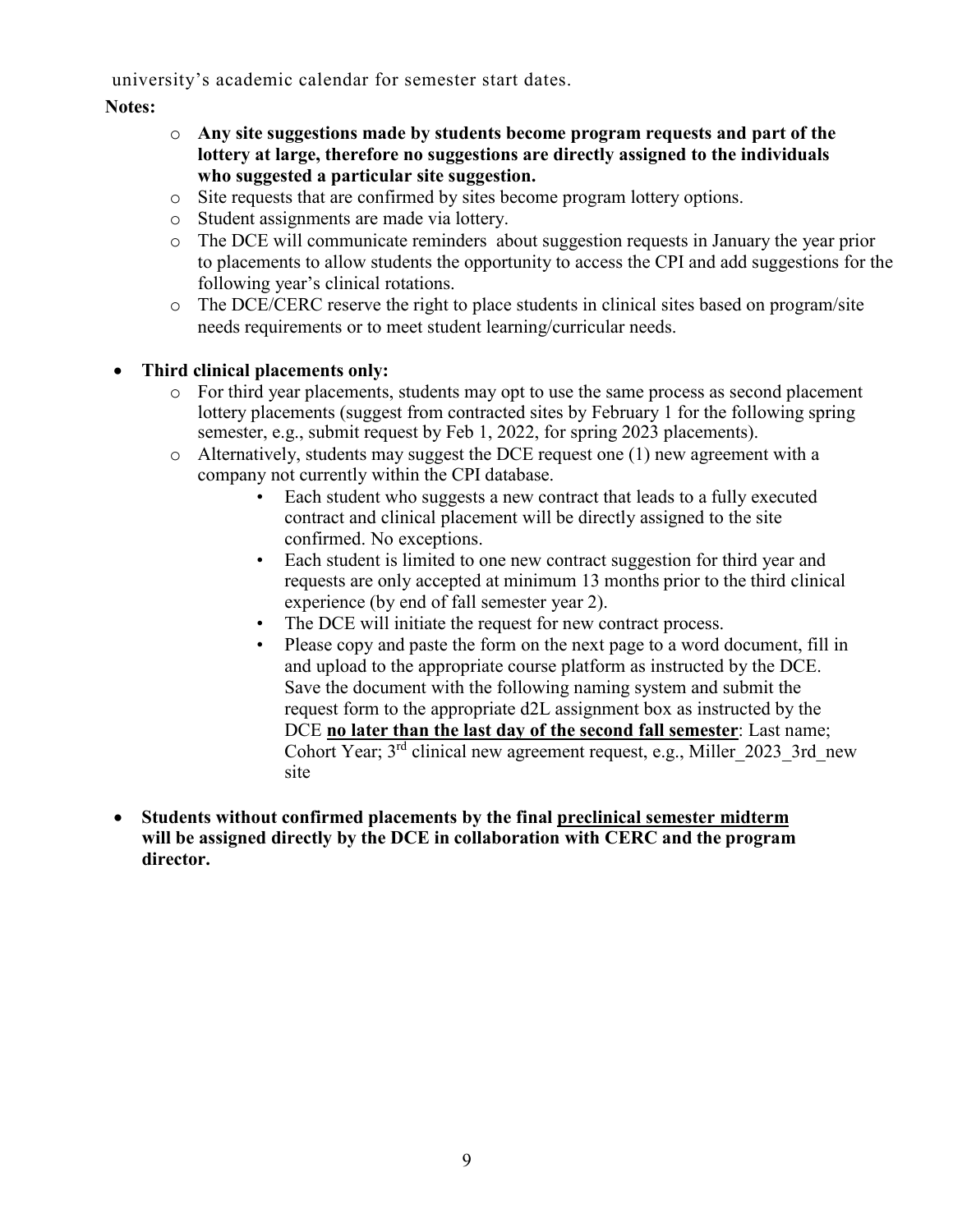university's academic calendar for semester start dates.

**Notes:**

- **Any site suggestions made by students become program requests and part of the lottery at large, therefore no suggestions are directly assigned to the individuals who suggested a particular site suggestion.**
- Site requests that are confirmed by sites become program lottery options.
- Student assignments are made via lottery.
- The DCE will communicate reminders about suggestion requests in January the year prior to placements to allow students the opportunity to access the CPI and add suggestions for the following year's clinical rotations.
- The DCE/CERC reserve the right to place students in clinical sites based on program/site needs requirements or to meet student learning/curricular needs.

- **Third clinical placements only:**
  - For third year placements, students may opt to use the same process as second placement lottery placements (suggest from contracted sites by February 1 for the following spring semester, e.g., submit request by Feb 1, 2022, for spring 2023 placements).
  - Alternatively, students may suggest the DCE request one (1) new agreement with a company not currently within the CPI database.
    - Each student who suggests a new contract that leads to a fully executed contract and clinical placement will be directly assigned to the site confirmed. No exceptions.
    - Each student is limited to one new contract suggestion for third year and requests are only accepted at minimum 13 months prior to the third clinical experience (by end of fall semester year 2).
    - The DCE will initiate the request for new contract process.
    - Please copy and paste the form on the next page to a word document, fill in and upload to the appropriate course platform as instructed by the DCE. Save the document with the following naming system and submit the request form to the appropriate d2L assignment box as instructed by the DCE <u>**no later than the last day of the second fall semester**</u>: Last name; Cohort Year; 3rd clinical new agreement request, e.g., Miller_2023_3rd_new site

- **Students without confirmed placements by the final <u>preclinical semester midterm</u> will be assigned directly by the DCE in collaboration with CERC and the program director.**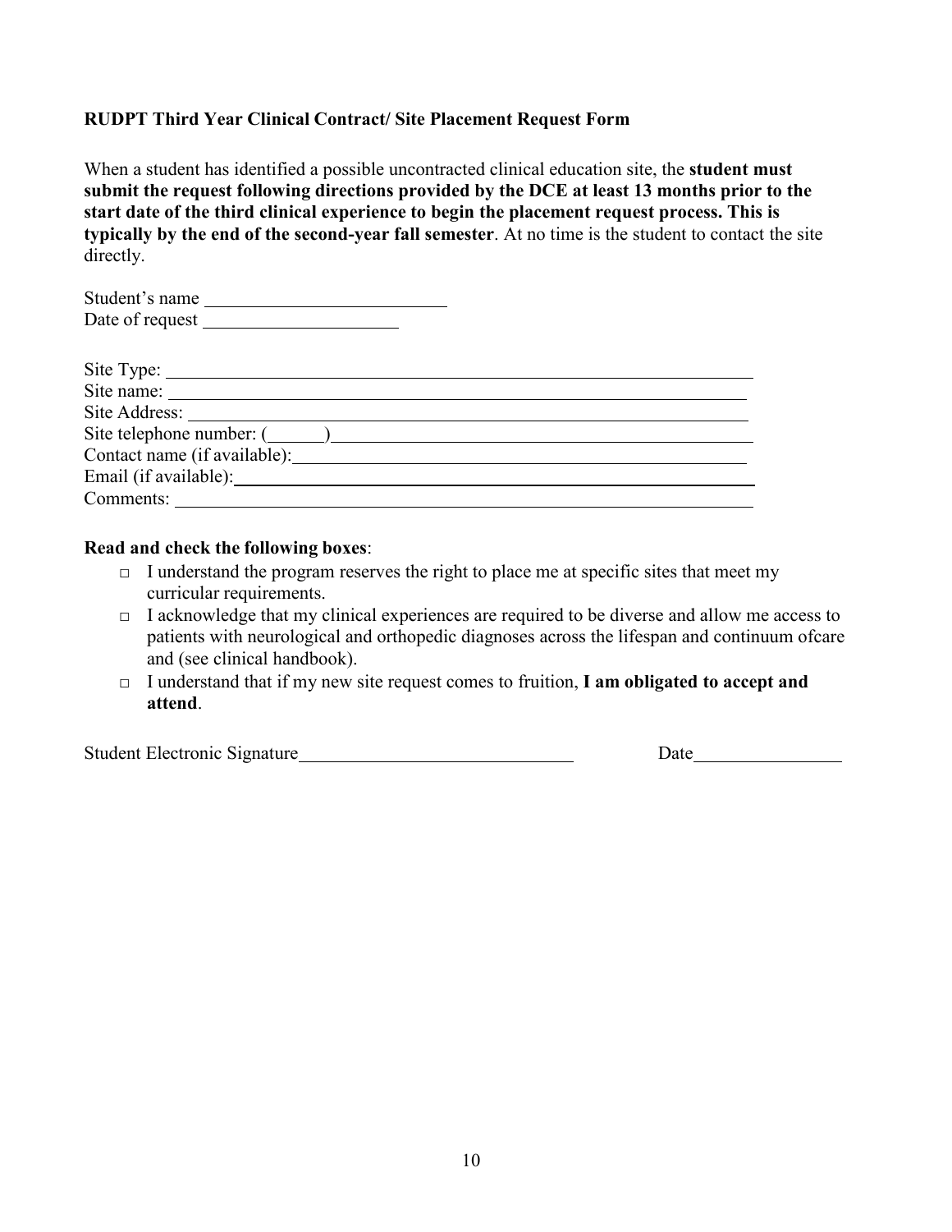**RUDPT Third Year Clinical Contract/ Site Placement Request Form**

When a student has identified a possible uncontracted clinical education site, the **student must submit the request following directions provided by the DCE at least 13 months prior to the start date of the third clinical experience to begin the placement request process. This is typically by the end of the second-year fall semester**. At no time is the student to contact the site directly.

Student's name ____________________________
Date of request ______________________

Site Type: ____________________________________________________________________
Site name: ____________________________________________________________________
Site Address: __________________________________________________________________
Site telephone number: (______)__________________________________________________
Contact name (if available):_____________________________________________________
Email (if available):___________________________________________________________
Comments: ____________________________________________________________________

**Read and check the following boxes**:

- □ I understand the program reserves the right to place me at specific sites that meet my curricular requirements.
- □ I acknowledge that my clinical experiences are required to be diverse and allow me access to patients with neurological and orthopedic diagnoses across the lifespan and continuum ofcare and (see clinical handbook).
- □ I understand that if my new site request comes to fruition, **I am obligated to accept and attend**.

Student Electronic Signature_______________________________ Date_________________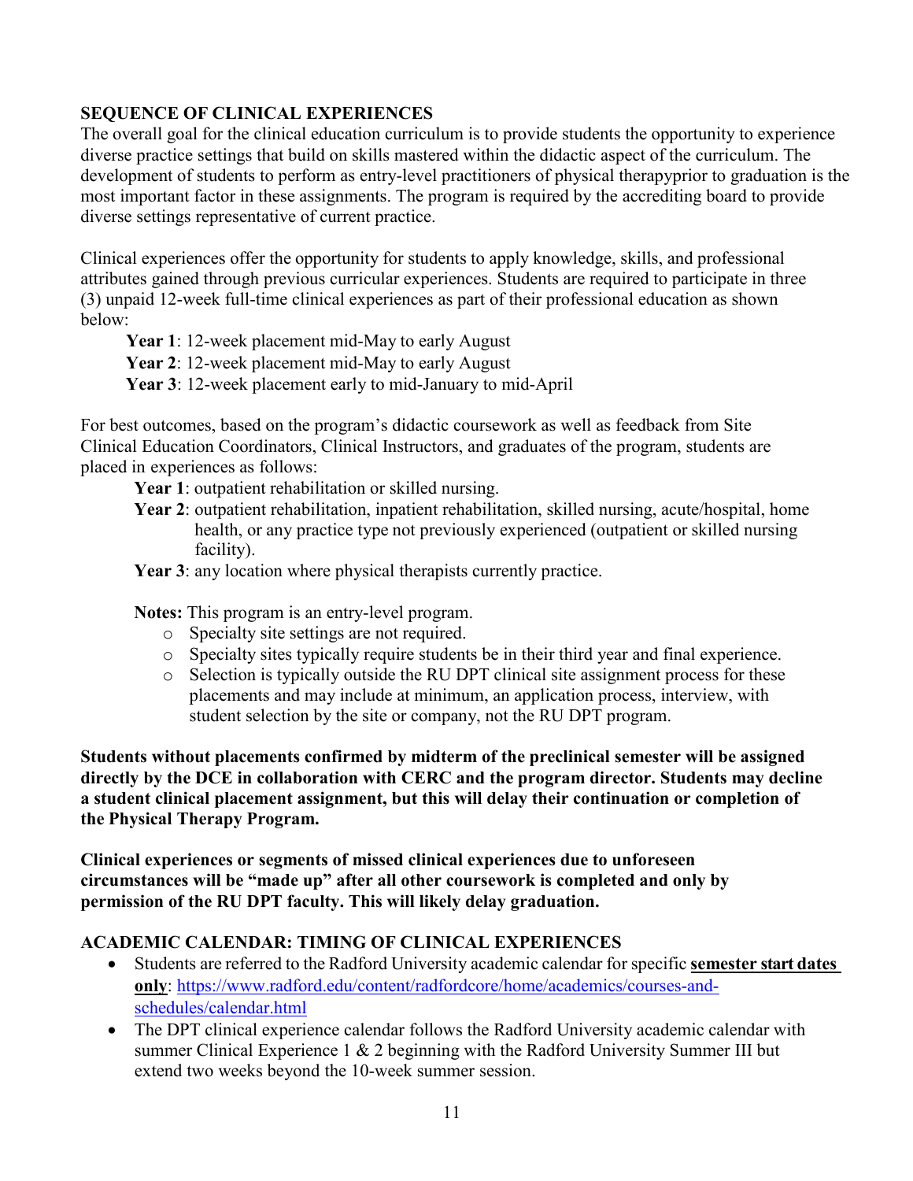## SEQUENCE OF CLINICAL EXPERIENCES

The overall goal for the clinical education curriculum is to provide students the opportunity to experience diverse practice settings that build on skills mastered within the didactic aspect of the curriculum. The development of students to perform as entry-level practitioners of physical therapyprior to graduation is the most important factor in these assignments. The program is required by the accrediting board to provide diverse settings representative of current practice.

Clinical experiences offer the opportunity for students to apply knowledge, skills, and professional attributes gained through previous curricular experiences. Students are required to participate in three (3) unpaid 12-week full-time clinical experiences as part of their professional education as shown below:

- **Year 1**: 12-week placement mid-May to early August
- **Year 2**: 12-week placement mid-May to early August
- **Year 3**: 12-week placement early to mid-January to mid-April

For best outcomes, based on the program's didactic coursework as well as feedback from Site Clinical Education Coordinators, Clinical Instructors, and graduates of the program, students are placed in experiences as follows:

- **Year 1**: outpatient rehabilitation or skilled nursing.
- **Year 2**: outpatient rehabilitation, inpatient rehabilitation, skilled nursing, acute/hospital, home health, or any practice type not previously experienced (outpatient or skilled nursing facility).
- **Year 3**: any location where physical therapists currently practice.

**Notes:** This program is an entry-level program.

- Specialty site settings are not required.
- Specialty sites typically require students be in their third year and final experience.
- Selection is typically outside the RU DPT clinical site assignment process for these placements and may include at minimum, an application process, interview, with student selection by the site or company, not the RU DPT program.

**Students without placements confirmed by midterm of the preclinical semester will be assigned directly by the DCE in collaboration with CERC and the program director. Students may decline a student clinical placement assignment, but this will delay their continuation or completion of the Physical Therapy Program.**

**Clinical experiences or segments of missed clinical experiences due to unforeseen circumstances will be "made up" after all other coursework is completed and only by permission of the RU DPT faculty. This will likely delay graduation.**

## ACADEMIC CALENDAR: TIMING OF CLINICAL EXPERIENCES

- Students are referred to the Radford University academic calendar for specific **semester start dates only**: https://www.radford.edu/content/radfordcore/home/academics/courses-and-schedules/calendar.html
- The DPT clinical experience calendar follows the Radford University academic calendar with summer Clinical Experience 1 & 2 beginning with the Radford University Summer III but extend two weeks beyond the 10-week summer session.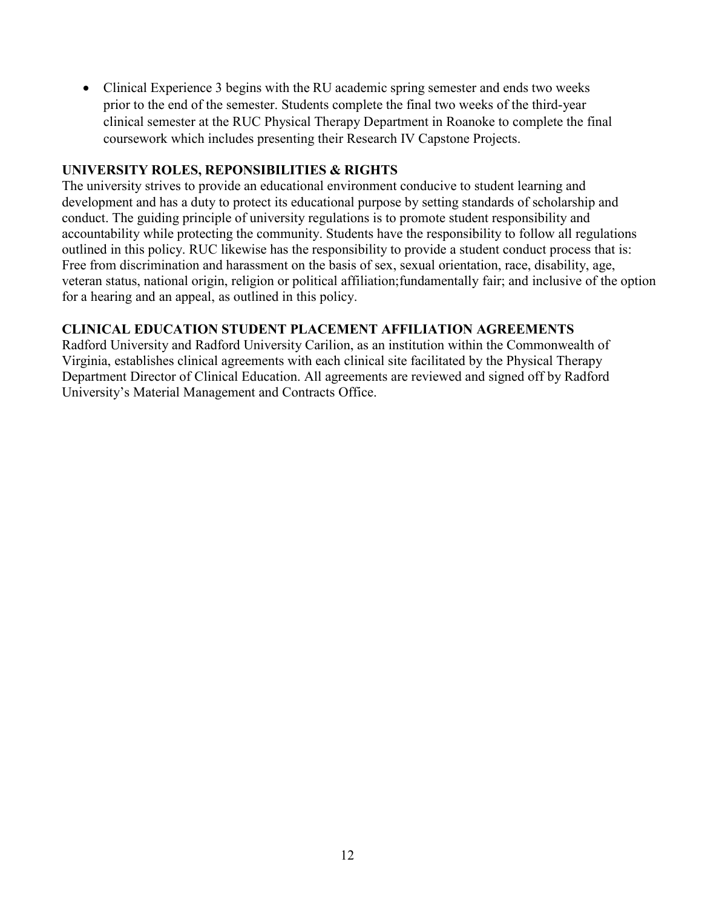- Clinical Experience 3 begins with the RU academic spring semester and ends two weeks prior to the end of the semester. Students complete the final two weeks of the third-year clinical semester at the RUC Physical Therapy Department in Roanoke to complete the final coursework which includes presenting their Research IV Capstone Projects.

**UNIVERSITY ROLES, REPONSIBILITIES & RIGHTS**

The university strives to provide an educational environment conducive to student learning and development and has a duty to protect its educational purpose by setting standards of scholarship and conduct. The guiding principle of university regulations is to promote student responsibility and accountability while protecting the community. Students have the responsibility to follow all regulations outlined in this policy. RUC likewise has the responsibility to provide a student conduct process that is: Free from discrimination and harassment on the basis of sex, sexual orientation, race, disability, age, veteran status, national origin, religion or political affiliation;fundamentally fair; and inclusive of the option for a hearing and an appeal, as outlined in this policy.

**CLINICAL EDUCATION STUDENT PLACEMENT AFFILIATION AGREEMENTS**

Radford University and Radford University Carilion, as an institution within the Commonwealth of Virginia, establishes clinical agreements with each clinical site facilitated by the Physical Therapy Department Director of Clinical Education. All agreements are reviewed and signed off by Radford University's Material Management and Contracts Office.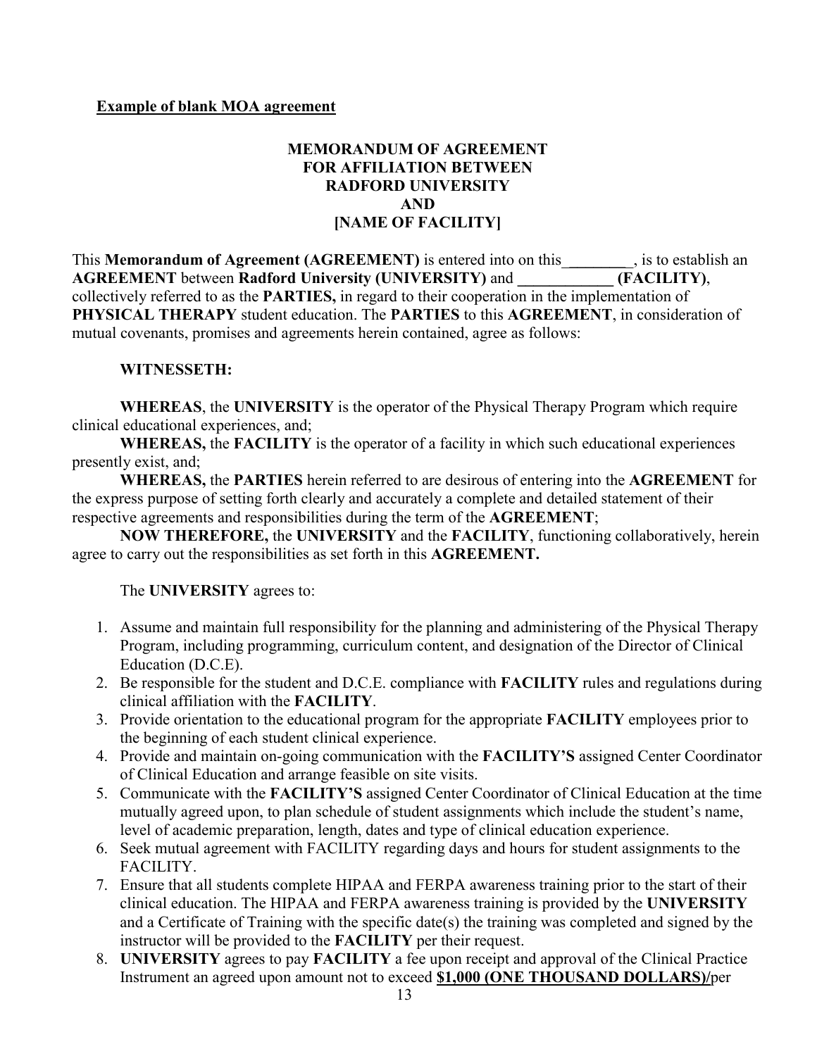**Example of blank MOA agreement**

**MEMORANDUM OF AGREEMENT**
**FOR AFFILIATION BETWEEN**
**RADFORD UNIVERSITY**
**AND**
**[NAME OF FACILITY]**

This **Memorandum of Agreement (AGREEMENT)** is entered into on this_________, is to establish an **AGREEMENT** between **Radford University (UNIVERSITY)** and **____________ (FACILITY)**, collectively referred to as the **PARTIES,** in regard to their cooperation in the implementation of **PHYSICAL THERAPY** student education. The **PARTIES** to this **AGREEMENT**, in consideration of mutual covenants, promises and agreements herein contained, agree as follows:

**WITNESSETH:**

**WHEREAS**, the **UNIVERSITY** is the operator of the Physical Therapy Program which require clinical educational experiences, and;

**WHEREAS,** the **FACILITY** is the operator of a facility in which such educational experiences presently exist, and;

**WHEREAS,** the **PARTIES** herein referred to are desirous of entering into the **AGREEMENT** for the express purpose of setting forth clearly and accurately a complete and detailed statement of their respective agreements and responsibilities during the term of the **AGREEMENT**;

**NOW THEREFORE,** the **UNIVERSITY** and the **FACILITY**, functioning collaboratively, herein agree to carry out the responsibilities as set forth in this **AGREEMENT.**

The **UNIVERSITY** agrees to:

1. Assume and maintain full responsibility for the planning and administering of the Physical Therapy Program, including programming, curriculum content, and designation of the Director of Clinical Education (D.C.E).
2. Be responsible for the student and D.C.E. compliance with **FACILITY** rules and regulations during clinical affiliation with the **FACILITY**.
3. Provide orientation to the educational program for the appropriate **FACILITY** employees prior to the beginning of each student clinical experience.
4. Provide and maintain on-going communication with the **FACILITY'S** assigned Center Coordinator of Clinical Education and arrange feasible on site visits.
5. Communicate with the **FACILITY'S** assigned Center Coordinator of Clinical Education at the time mutually agreed upon, to plan schedule of student assignments which include the student's name, level of academic preparation, length, dates and type of clinical education experience.
6. Seek mutual agreement with FACILITY regarding days and hours for student assignments to the FACILITY.
7. Ensure that all students complete HIPAA and FERPA awareness training prior to the start of their clinical education. The HIPAA and FERPA awareness training is provided by the **UNIVERSITY** and a Certificate of Training with the specific date(s) the training was completed and signed by the instructor will be provided to the **FACILITY** per their request.
8. **UNIVERSITY** agrees to pay **FACILITY** a fee upon receipt and approval of the Clinical Practice Instrument an agreed upon amount not to exceed **$1,000 (ONE THOUSAND DOLLARS)/**per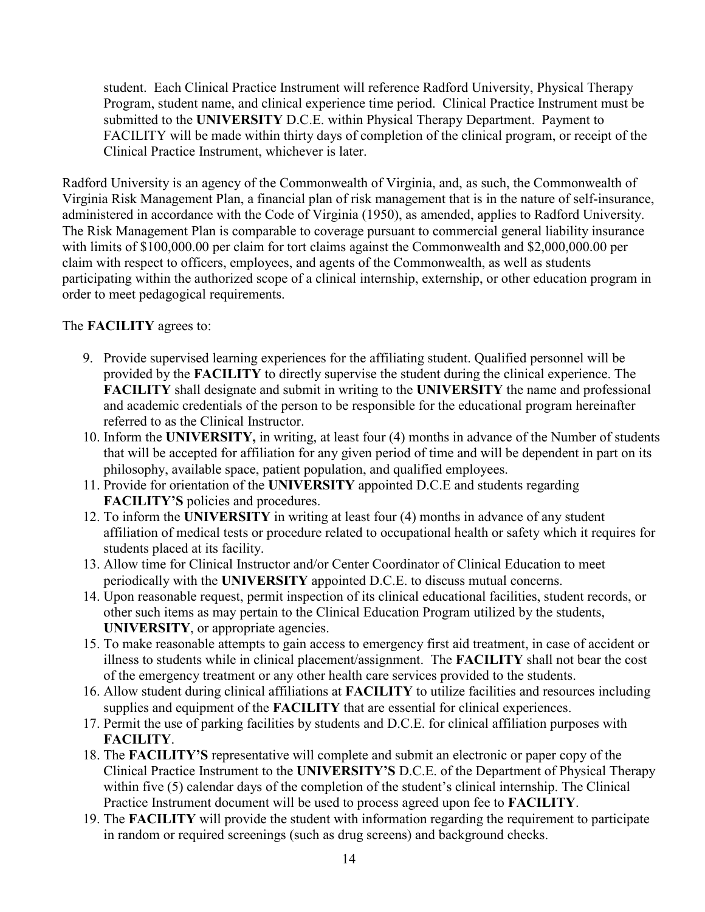student. Each Clinical Practice Instrument will reference Radford University, Physical Therapy Program, student name, and clinical experience time period. Clinical Practice Instrument must be submitted to the **UNIVERSITY** D.C.E. within Physical Therapy Department. Payment to FACILITY will be made within thirty days of completion of the clinical program, or receipt of the Clinical Practice Instrument, whichever is later.

Radford University is an agency of the Commonwealth of Virginia, and, as such, the Commonwealth of Virginia Risk Management Plan, a financial plan of risk management that is in the nature of self-insurance, administered in accordance with the Code of Virginia (1950), as amended, applies to Radford University. The Risk Management Plan is comparable to coverage pursuant to commercial general liability insurance with limits of $100,000.00 per claim for tort claims against the Commonwealth and $2,000,000.00 per claim with respect to officers, employees, and agents of the Commonwealth, as well as students participating within the authorized scope of a clinical internship, externship, or other education program in order to meet pedagogical requirements.

The **FACILITY** agrees to:

9. Provide supervised learning experiences for the affiliating student. Qualified personnel will be provided by the **FACILITY** to directly supervise the student during the clinical experience. The **FACILITY** shall designate and submit in writing to the **UNIVERSITY** the name and professional and academic credentials of the person to be responsible for the educational program hereinafter referred to as the Clinical Instructor.
10. Inform the **UNIVERSITY,** in writing, at least four (4) months in advance of the Number of students that will be accepted for affiliation for any given period of time and will be dependent in part on its philosophy, available space, patient population, and qualified employees.
11. Provide for orientation of the **UNIVERSITY** appointed D.C.E and students regarding **FACILITY'S** policies and procedures.
12. To inform the **UNIVERSITY** in writing at least four (4) months in advance of any student affiliation of medical tests or procedure related to occupational health or safety which it requires for students placed at its facility.
13. Allow time for Clinical Instructor and/or Center Coordinator of Clinical Education to meet periodically with the **UNIVERSITY** appointed D.C.E. to discuss mutual concerns.
14. Upon reasonable request, permit inspection of its clinical educational facilities, student records, or other such items as may pertain to the Clinical Education Program utilized by the students, **UNIVERSITY**, or appropriate agencies.
15. To make reasonable attempts to gain access to emergency first aid treatment, in case of accident or illness to students while in clinical placement/assignment. The **FACILITY** shall not bear the cost of the emergency treatment or any other health care services provided to the students.
16. Allow student during clinical affiliations at **FACILITY** to utilize facilities and resources including supplies and equipment of the **FACILITY** that are essential for clinical experiences.
17. Permit the use of parking facilities by students and D.C.E. for clinical affiliation purposes with **FACILITY**.
18. The **FACILITY'S** representative will complete and submit an electronic or paper copy of the Clinical Practice Instrument to the **UNIVERSITY'S** D.C.E. of the Department of Physical Therapy within five (5) calendar days of the completion of the student's clinical internship. The Clinical Practice Instrument document will be used to process agreed upon fee to **FACILITY**.
19. The **FACILITY** will provide the student with information regarding the requirement to participate in random or required screenings (such as drug screens) and background checks.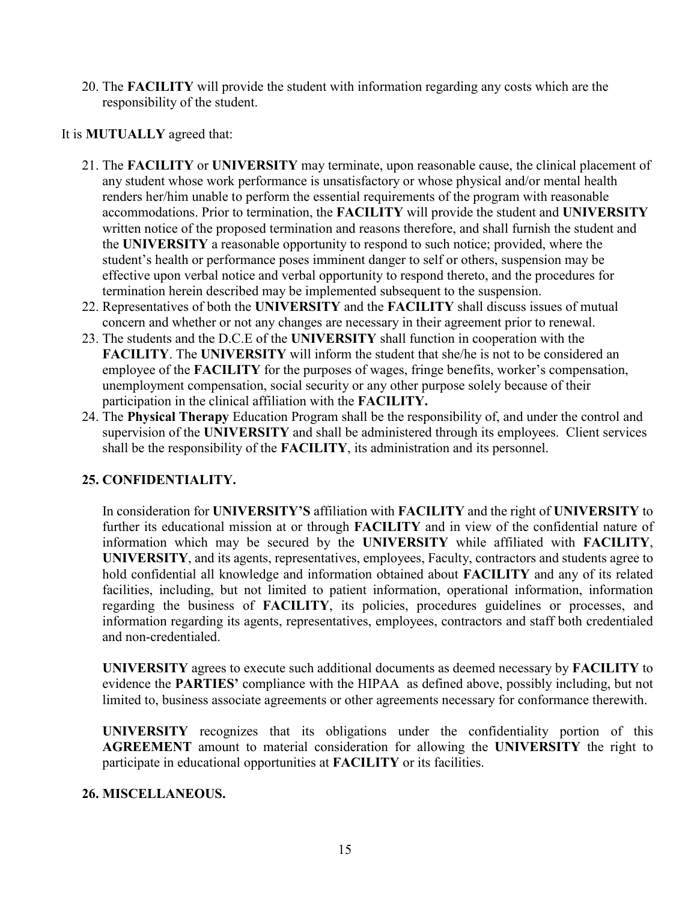20. The **FACILITY** will provide the student with information regarding any costs which are the responsibility of the student.

It is **MUTUALLY** agreed that:

21. The **FACILITY** or **UNIVERSITY** may terminate, upon reasonable cause, the clinical placement of any student whose work performance is unsatisfactory or whose physical and/or mental health renders her/him unable to perform the essential requirements of the program with reasonable accommodations. Prior to termination, the **FACILITY** will provide the student and **UNIVERSITY** written notice of the proposed termination and reasons therefore, and shall furnish the student and the **UNIVERSITY** a reasonable opportunity to respond to such notice; provided, where the student's health or performance poses imminent danger to self or others, suspension may be effective upon verbal notice and verbal opportunity to respond thereto, and the procedures for termination herein described may be implemented subsequent to the suspension.
22. Representatives of both the **UNIVERSITY** and the **FACILITY** shall discuss issues of mutual concern and whether or not any changes are necessary in their agreement prior to renewal.
23. The students and the D.C.E of the **UNIVERSITY** shall function in cooperation with the **FACILITY**. The **UNIVERSITY** will inform the student that she/he is not to be considered an employee of the **FACILITY** for the purposes of wages, fringe benefits, worker's compensation, unemployment compensation, social security or any other purpose solely because of their participation in the clinical affiliation with the **FACILITY.**
24. The **Physical Therapy** Education Program shall be the responsibility of, and under the control and supervision of the **UNIVERSITY** and shall be administered through its employees. Client services shall be the responsibility of the **FACILITY**, its administration and its personnel.

**25. CONFIDENTIALITY.**

In consideration for **UNIVERSITY'S** affiliation with **FACILITY** and the right of **UNIVERSITY** to further its educational mission at or through **FACILITY** and in view of the confidential nature of information which may be secured by the **UNIVERSITY** while affiliated with **FACILITY**, **UNIVERSITY**, and its agents, representatives, employees, Faculty, contractors and students agree to hold confidential all knowledge and information obtained about **FACILITY** and any of its related facilities, including, but not limited to patient information, operational information, information regarding the business of **FACILITY**, its policies, procedures guidelines or processes, and information regarding its agents, representatives, employees, contractors and staff both credentialed and non-credentialed.

**UNIVERSITY** agrees to execute such additional documents as deemed necessary by **FACILITY** to evidence the **PARTIES'** compliance with the HIPAA as defined above, possibly including, but not limited to, business associate agreements or other agreements necessary for conformance therewith.

**UNIVERSITY** recognizes that its obligations under the confidentiality portion of this **AGREEMENT** amount to material consideration for allowing the **UNIVERSITY** the right to participate in educational opportunities at **FACILITY** or its facilities.

**26. MISCELLANEOUS.**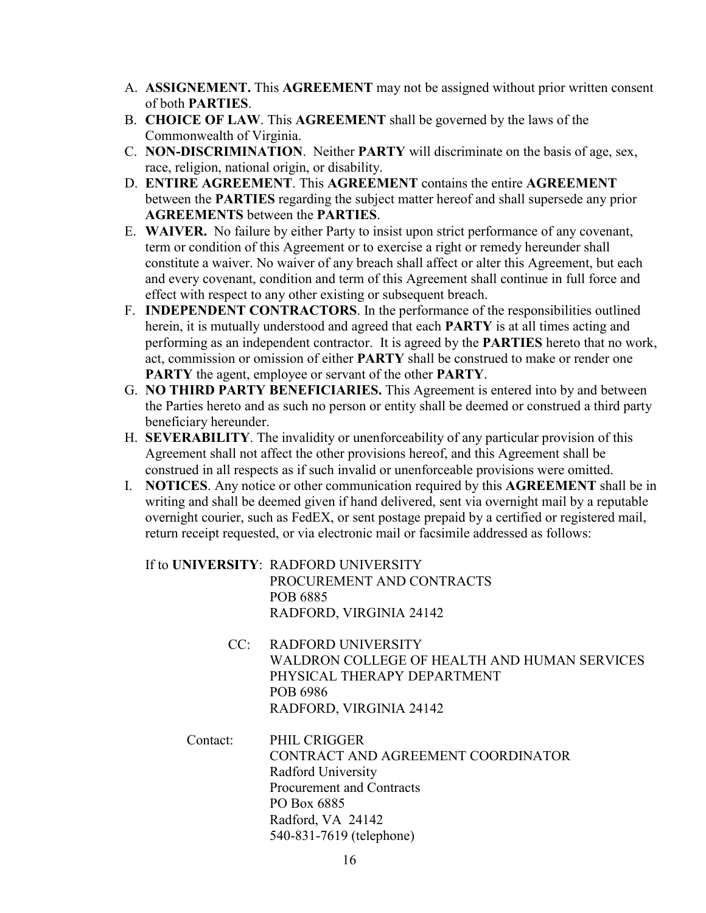A. **ASSIGNEMENT.** This **AGREEMENT** may not be assigned without prior written consent of both **PARTIES**.
B. **CHOICE OF LAW**. This **AGREEMENT** shall be governed by the laws of the Commonwealth of Virginia.
C. **NON-DISCRIMINATION**. Neither **PARTY** will discriminate on the basis of age, sex, race, religion, national origin, or disability.
D. **ENTIRE AGREEMENT**. This **AGREEMENT** contains the entire **AGREEMENT** between the **PARTIES** regarding the subject matter hereof and shall supersede any prior **AGREEMENTS** between the **PARTIES**.
E. **WAIVER.** No failure by either Party to insist upon strict performance of any covenant, term or condition of this Agreement or to exercise a right or remedy hereunder shall constitute a waiver. No waiver of any breach shall affect or alter this Agreement, but each and every covenant, condition and term of this Agreement shall continue in full force and effect with respect to any other existing or subsequent breach.
F. **INDEPENDENT CONTRACTORS**. In the performance of the responsibilities outlined herein, it is mutually understood and agreed that each **PARTY** is at all times acting and performing as an independent contractor. It is agreed by the **PARTIES** hereto that no work, act, commission or omission of either **PARTY** shall be construed to make or render one **PARTY** the agent, employee or servant of the other **PARTY**.
G. **NO THIRD PARTY BENEFICIARIES.** This Agreement is entered into by and between the Parties hereto and as such no person or entity shall be deemed or construed a third party beneficiary hereunder.
H. **SEVERABILITY**. The invalidity or unenforceability of any particular provision of this Agreement shall not affect the other provisions hereof, and this Agreement shall be construed in all respects as if such invalid or unenforceable provisions were omitted.
I. **NOTICES**. Any notice or other communication required by this **AGREEMENT** shall be in writing and shall be deemed given if hand delivered, sent via overnight mail by a reputable overnight courier, such as FedEX, or sent postage prepaid by a certified or registered mail, return receipt requested, or via electronic mail or facsimile addressed as follows:

If to **UNIVERSITY**: RADFORD UNIVERSITY
PROCUREMENT AND CONTRACTS
POB 6885
RADFORD, VIRGINIA 24142

CC: RADFORD UNIVERSITY
WALDRON COLLEGE OF HEALTH AND HUMAN SERVICES
PHYSICAL THERAPY DEPARTMENT
POB 6986
RADFORD, VIRGINIA 24142

Contact: PHIL CRIGGER
CONTRACT AND AGREEMENT COORDINATOR
Radford University
Procurement and Contracts
PO Box 6885
Radford, VA 24142
540-831-7619 (telephone)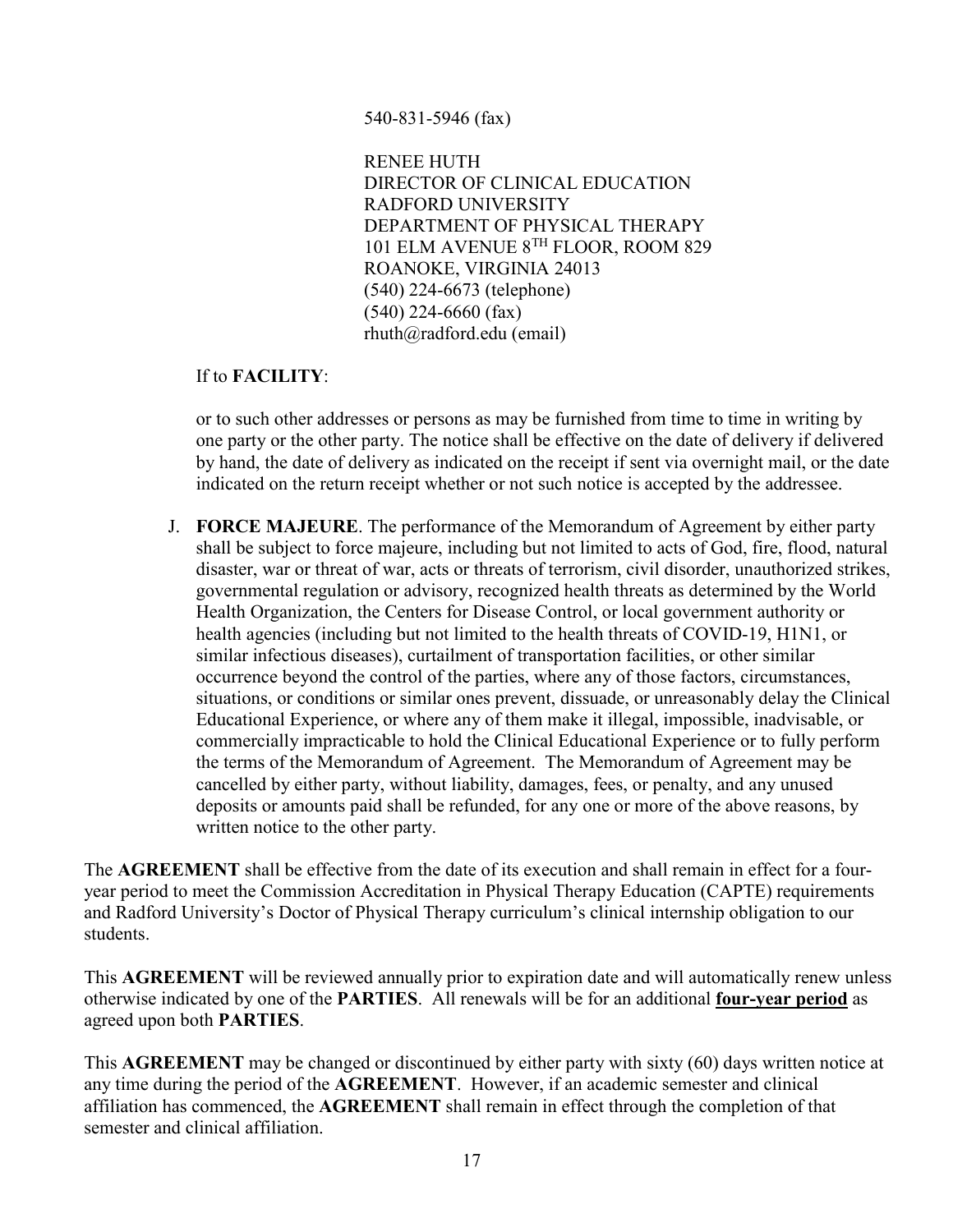540-831-5946 (fax)

RENEE HUTH
DIRECTOR OF CLINICAL EDUCATION
RADFORD UNIVERSITY
DEPARTMENT OF PHYSICAL THERAPY
101 ELM AVENUE 8TH FLOOR, ROOM 829
ROANOKE, VIRGINIA 24013
(540) 224-6673 (telephone)
(540) 224-6660 (fax)
rhuth@radford.edu (email)

If to **FACILITY**:

or to such other addresses or persons as may be furnished from time to time in writing by one party or the other party. The notice shall be effective on the date of delivery if delivered by hand, the date of delivery as indicated on the receipt if sent via overnight mail, or the date indicated on the return receipt whether or not such notice is accepted by the addressee.

J. **FORCE MAJEURE**. The performance of the Memorandum of Agreement by either party shall be subject to force majeure, including but not limited to acts of God, fire, flood, natural disaster, war or threat of war, acts or threats of terrorism, civil disorder, unauthorized strikes, governmental regulation or advisory, recognized health threats as determined by the World Health Organization, the Centers for Disease Control, or local government authority or health agencies (including but not limited to the health threats of COVID-19, H1N1, or similar infectious diseases), curtailment of transportation facilities, or other similar occurrence beyond the control of the parties, where any of those factors, circumstances, situations, or conditions or similar ones prevent, dissuade, or unreasonably delay the Clinical Educational Experience, or where any of them make it illegal, impossible, inadvisable, or commercially impracticable to hold the Clinical Educational Experience or to fully perform the terms of the Memorandum of Agreement. The Memorandum of Agreement may be cancelled by either party, without liability, damages, fees, or penalty, and any unused deposits or amounts paid shall be refunded, for any one or more of the above reasons, by written notice to the other party.

The **AGREEMENT** shall be effective from the date of its execution and shall remain in effect for a four-year period to meet the Commission Accreditation in Physical Therapy Education (CAPTE) requirements and Radford University's Doctor of Physical Therapy curriculum's clinical internship obligation to our students.

This **AGREEMENT** will be reviewed annually prior to expiration date and will automatically renew unless otherwise indicated by one of the **PARTIES**. All renewals will be for an additional **four-year period** as agreed upon both **PARTIES**.

This **AGREEMENT** may be changed or discontinued by either party with sixty (60) days written notice at any time during the period of the **AGREEMENT**. However, if an academic semester and clinical affiliation has commenced, the **AGREEMENT** shall remain in effect through the completion of that semester and clinical affiliation.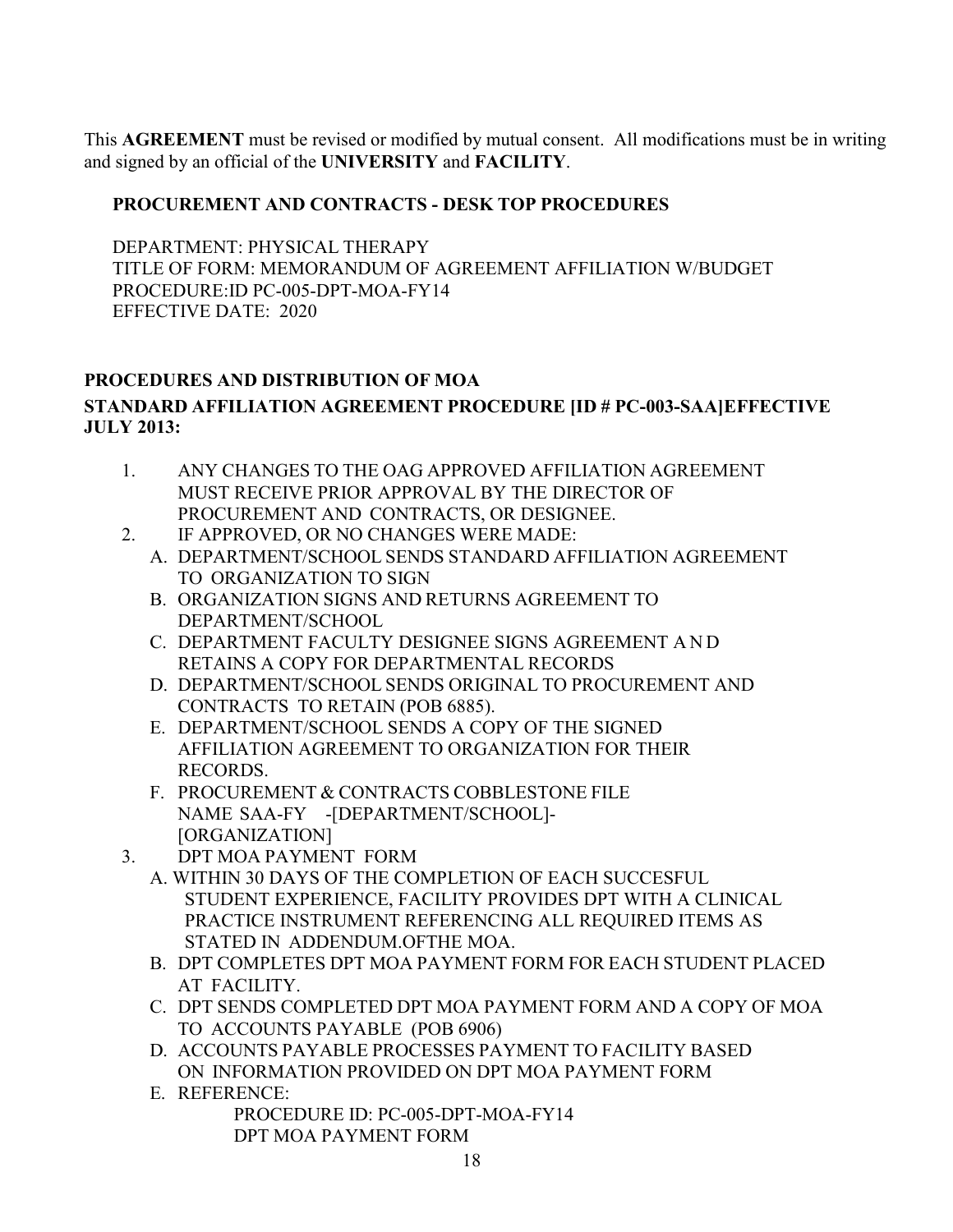This **AGREEMENT** must be revised or modified by mutual consent. All modifications must be in writing and signed by an official of the **UNIVERSITY** and **FACILITY**.

**PROCUREMENT AND CONTRACTS - DESK TOP PROCEDURES**

DEPARTMENT: PHYSICAL THERAPY
TITLE OF FORM: MEMORANDUM OF AGREEMENT AFFILIATION W/BUDGET
PROCEDURE:ID PC-005-DPT-MOA-FY14
EFFECTIVE DATE: 2020

**PROCEDURES AND DISTRIBUTION OF MOA**

**STANDARD AFFILIATION AGREEMENT PROCEDURE [ID # PC-003-SAA]EFFECTIVE JULY 2013:**

1. ANY CHANGES TO THE OAG APPROVED AFFILIATION AGREEMENT MUST RECEIVE PRIOR APPROVAL BY THE DIRECTOR OF PROCUREMENT AND CONTRACTS, OR DESIGNEE.
2. IF APPROVED, OR NO CHANGES WERE MADE:
   A. DEPARTMENT/SCHOOL SENDS STANDARD AFFILIATION AGREEMENT TO ORGANIZATION TO SIGN
   B. ORGANIZATION SIGNS AND RETURNS AGREEMENT TO DEPARTMENT/SCHOOL
   C. DEPARTMENT FACULTY DESIGNEE SIGNS AGREEMENT A N D RETAINS A COPY FOR DEPARTMENTAL RECORDS
   D. DEPARTMENT/SCHOOL SENDS ORIGINAL TO PROCUREMENT AND CONTRACTS TO RETAIN (POB 6885).
   E. DEPARTMENT/SCHOOL SENDS A COPY OF THE SIGNED AFFILIATION AGREEMENT TO ORGANIZATION FOR THEIR RECORDS.
   F. PROCUREMENT & CONTRACTS COBBLESTONE FILE NAME SAA-FY -[DEPARTMENT/SCHOOL]-[ORGANIZATION]
3. DPT MOA PAYMENT FORM
   A. WITHIN 30 DAYS OF THE COMPLETION OF EACH SUCCESFUL STUDENT EXPERIENCE, FACILITY PROVIDES DPT WITH A CLINICAL PRACTICE INSTRUMENT REFERENCING ALL REQUIRED ITEMS AS STATED IN ADDENDUM.OFTHE MOA.
   B. DPT COMPLETES DPT MOA PAYMENT FORM FOR EACH STUDENT PLACED AT FACILITY.
   C. DPT SENDS COMPLETED DPT MOA PAYMENT FORM AND A COPY OF MOA TO ACCOUNTS PAYABLE (POB 6906)
   D. ACCOUNTS PAYABLE PROCESSES PAYMENT TO FACILITY BASED ON INFORMATION PROVIDED ON DPT MOA PAYMENT FORM
   E. REFERENCE:
      PROCEDURE ID: PC-005-DPT-MOA-FY14
      DPT MOA PAYMENT FORM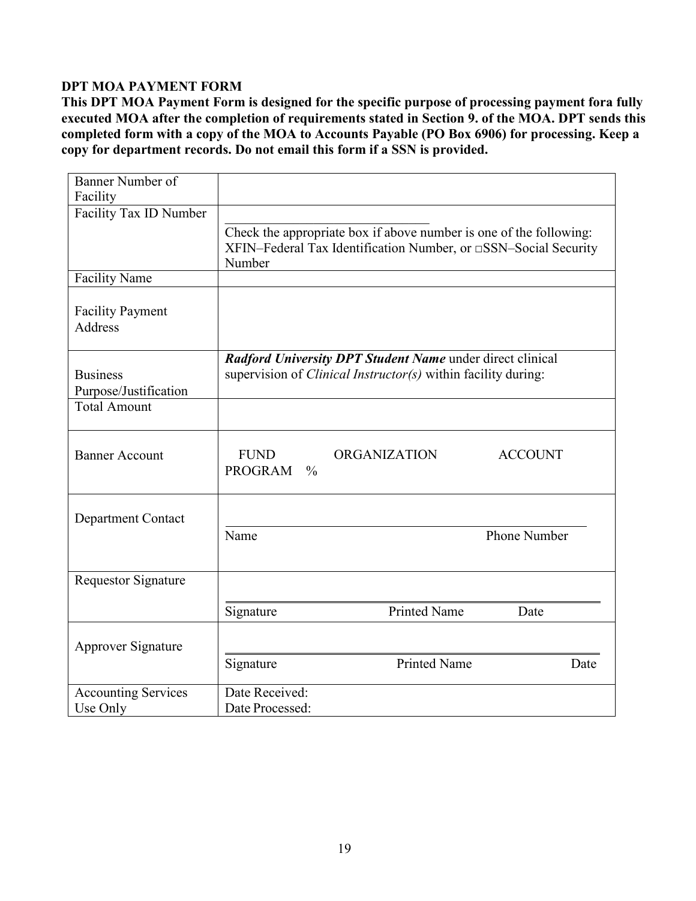**DPT MOA PAYMENT FORM**

**This DPT MOA Payment Form is designed for the specific purpose of processing payment fora fully executed MOA after the completion of requirements stated in Section 9. of the MOA. DPT sends this completed form with a copy of the MOA to Accounts Payable (PO Box 6906) for processing. Keep a copy for department records. Do not email this form if a SSN is provided.**

| | |
|---|---|
| Banner Number of Facility | |
| Facility Tax ID Number | ______________________<br>Check the appropriate box if above number is one of the following: XFIN–Federal Tax Identification Number, or □SSN–Social Security Number |
| Facility Name | |
| Facility Payment Address | |
| Business Purpose/Justification | ***Radford University DPT Student Name*** under direct clinical supervision of *Clinical Instructor(s)* within facility during: |
| Total Amount | |
| Banner Account | FUND ORGANIZATION ACCOUNT PROGRAM % |
| Department Contact | ______________________<br>Name Phone Number |
| Requestor Signature | ______________________<br>Signature Printed Name Date |
| Approver Signature | ______________________<br>Signature Printed Name Date |
| Accounting Services Use Only | Date Received:<br>Date Processed: |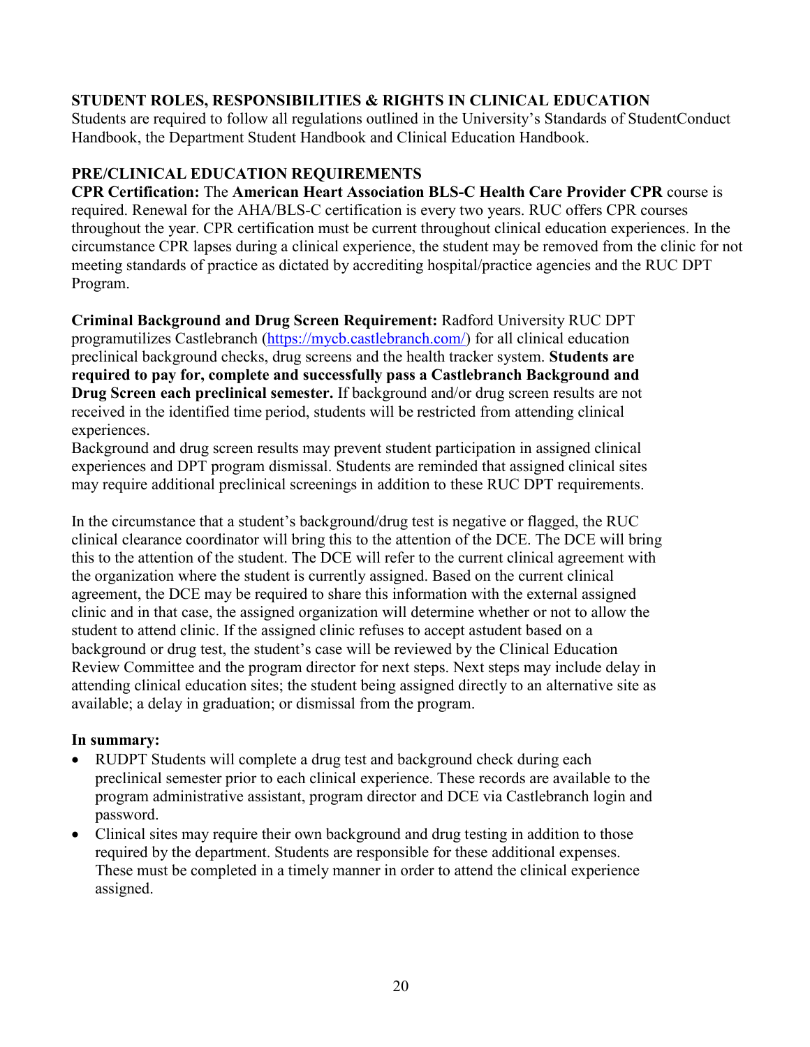## STUDENT ROLES, RESPONSIBILITIES & RIGHTS IN CLINICAL EDUCATION

Students are required to follow all regulations outlined in the University's Standards of StudentConduct Handbook, the Department Student Handbook and Clinical Education Handbook.

## PRE/CLINICAL EDUCATION REQUIREMENTS

**CPR Certification:** The **American Heart Association BLS-C Health Care Provider CPR** course is required. Renewal for the AHA/BLS-C certification is every two years. RUC offers CPR courses throughout the year. CPR certification must be current throughout clinical education experiences. In the circumstance CPR lapses during a clinical experience, the student may be removed from the clinic for not meeting standards of practice as dictated by accrediting hospital/practice agencies and the RUC DPT Program.

**Criminal Background and Drug Screen Requirement:** Radford University RUC DPT programutilizes Castlebranch (https://mycb.castlebranch.com/) for all clinical education preclinical background checks, drug screens and the health tracker system. **Students are required to pay for, complete and successfully pass a Castlebranch Background and Drug Screen each preclinical semester.** If background and/or drug screen results are not received in the identified time period, students will be restricted from attending clinical experiences.

Background and drug screen results may prevent student participation in assigned clinical experiences and DPT program dismissal. Students are reminded that assigned clinical sites may require additional preclinical screenings in addition to these RUC DPT requirements.

In the circumstance that a student's background/drug test is negative or flagged, the RUC clinical clearance coordinator will bring this to the attention of the DCE. The DCE will bring this to the attention of the student. The DCE will refer to the current clinical agreement with the organization where the student is currently assigned. Based on the current clinical agreement, the DCE may be required to share this information with the external assigned clinic and in that case, the assigned organization will determine whether or not to allow the student to attend clinic. If the assigned clinic refuses to accept astudent based on a background or drug test, the student's case will be reviewed by the Clinical Education Review Committee and the program director for next steps. Next steps may include delay in attending clinical education sites; the student being assigned directly to an alternative site as available; a delay in graduation; or dismissal from the program.

**In summary:**

- RUDPT Students will complete a drug test and background check during each preclinical semester prior to each clinical experience. These records are available to the program administrative assistant, program director and DCE via Castlebranch login and password.
- Clinical sites may require their own background and drug testing in addition to those required by the department. Students are responsible for these additional expenses. These must be completed in a timely manner in order to attend the clinical experience assigned.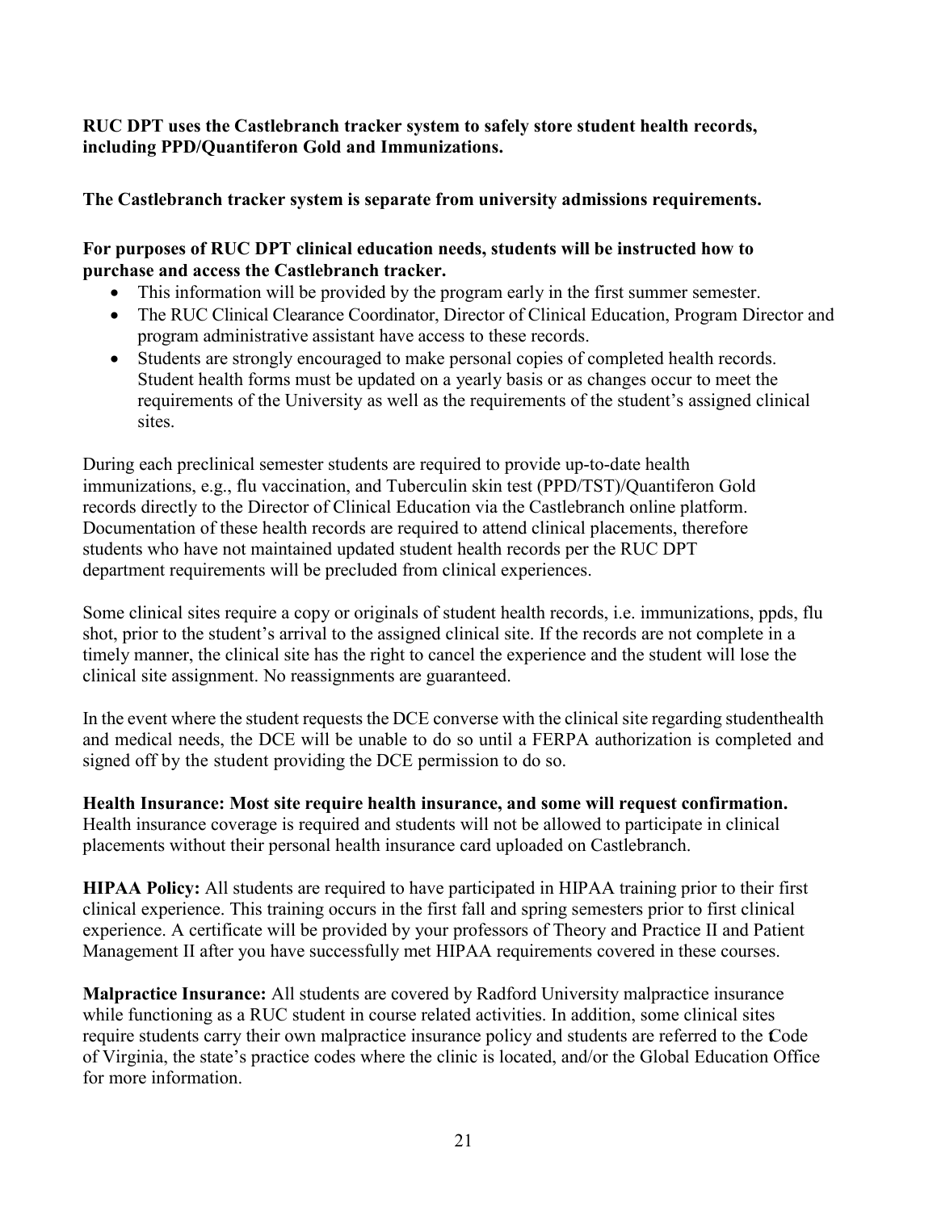**RUC DPT uses the Castlebranch tracker system to safely store student health records, including PPD/Quantiferon Gold and Immunizations.**

**The Castlebranch tracker system is separate from university admissions requirements.**

**For purposes of RUC DPT clinical education needs, students will be instructed how to purchase and access the Castlebranch tracker.**

- This information will be provided by the program early in the first summer semester.
- The RUC Clinical Clearance Coordinator, Director of Clinical Education, Program Director and program administrative assistant have access to these records.
- Students are strongly encouraged to make personal copies of completed health records. Student health forms must be updated on a yearly basis or as changes occur to meet the requirements of the University as well as the requirements of the student's assigned clinical sites.

During each preclinical semester students are required to provide up-to-date health immunizations, e.g., flu vaccination, and Tuberculin skin test (PPD/TST)/Quantiferon Gold records directly to the Director of Clinical Education via the Castlebranch online platform. Documentation of these health records are required to attend clinical placements, therefore students who have not maintained updated student health records per the RUC DPT department requirements will be precluded from clinical experiences.

Some clinical sites require a copy or originals of student health records, i.e. immunizations, ppds, flu shot, prior to the student's arrival to the assigned clinical site. If the records are not complete in a timely manner, the clinical site has the right to cancel the experience and the student will lose the clinical site assignment. No reassignments are guaranteed.

In the event where the student requests the DCE converse with the clinical site regarding studenthealth and medical needs, the DCE will be unable to do so until a FERPA authorization is completed and signed off by the student providing the DCE permission to do so.

**Health Insurance: Most site require health insurance, and some will request confirmation.** Health insurance coverage is required and students will not be allowed to participate in clinical placements without their personal health insurance card uploaded on Castlebranch.

**HIPAA Policy:** All students are required to have participated in HIPAA training prior to their first clinical experience. This training occurs in the first fall and spring semesters prior to first clinical experience. A certificate will be provided by your professors of Theory and Practice II and Patient Management II after you have successfully met HIPAA requirements covered in these courses.

**Malpractice Insurance:** All students are covered by Radford University malpractice insurance while functioning as a RUC student in course related activities. In addition, some clinical sites require students carry their own malpractice insurance policy and students are referred to the Code of Virginia, the state's practice codes where the clinic is located, and/or the Global Education Office for more information.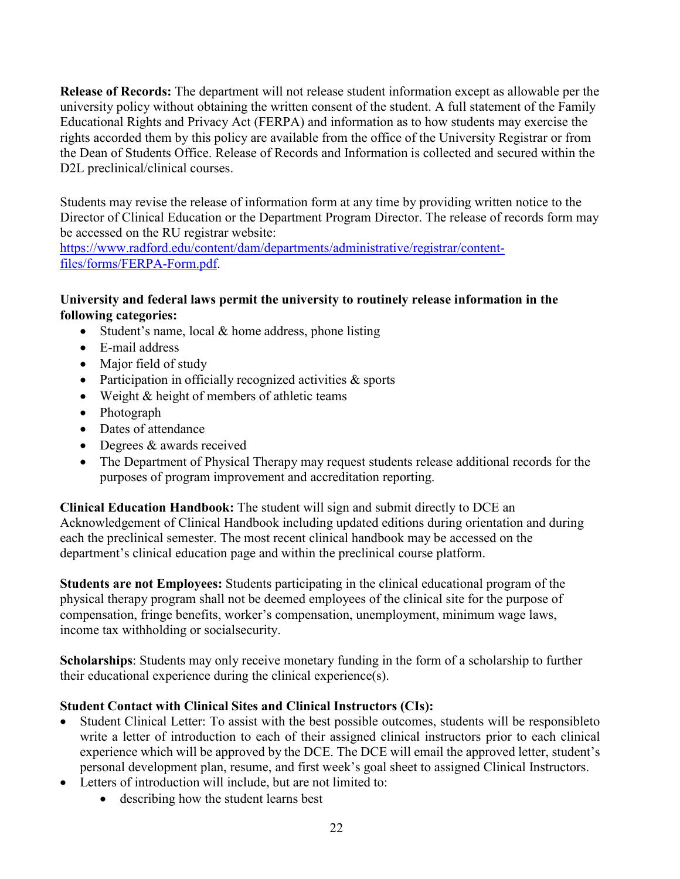**Release of Records:** The department will not release student information except as allowable per the university policy without obtaining the written consent of the student. A full statement of the Family Educational Rights and Privacy Act (FERPA) and information as to how students may exercise the rights accorded them by this policy are available from the office of the University Registrar or from the Dean of Students Office. Release of Records and Information is collected and secured within the D2L preclinical/clinical courses.

Students may revise the release of information form at any time by providing written notice to the Director of Clinical Education or the Department Program Director. The release of records form may be accessed on the RU registrar website: [https://www.radford.edu/content/dam/departments/administrative/registrar/content-files/forms/FERPA-Form.pdf](https://www.radford.edu/content/dam/departments/administrative/registrar/content-files/forms/FERPA-Form.pdf).

**University and federal laws permit the university to routinely release information in the following categories:**

- Student's name, local & home address, phone listing
- E-mail address
- Major field of study
- Participation in officially recognized activities & sports
- Weight & height of members of athletic teams
- Photograph
- Dates of attendance
- Degrees & awards received
- The Department of Physical Therapy may request students release additional records for the purposes of program improvement and accreditation reporting.

**Clinical Education Handbook:** The student will sign and submit directly to DCE an Acknowledgement of Clinical Handbook including updated editions during orientation and during each the preclinical semester. The most recent clinical handbook may be accessed on the department's clinical education page and within the preclinical course platform.

**Students are not Employees:** Students participating in the clinical educational program of the physical therapy program shall not be deemed employees of the clinical site for the purpose of compensation, fringe benefits, worker's compensation, unemployment, minimum wage laws, income tax withholding or socialsecurity.

**Scholarships**: Students may only receive monetary funding in the form of a scholarship to further their educational experience during the clinical experience(s).

**Student Contact with Clinical Sites and Clinical Instructors (CIs):**

- Student Clinical Letter: To assist with the best possible outcomes, students will be responsibleto write a letter of introduction to each of their assigned clinical instructors prior to each clinical experience which will be approved by the DCE. The DCE will email the approved letter, student's personal development plan, resume, and first week's goal sheet to assigned Clinical Instructors.
- Letters of introduction will include, but are not limited to:
    - describing how the student learns best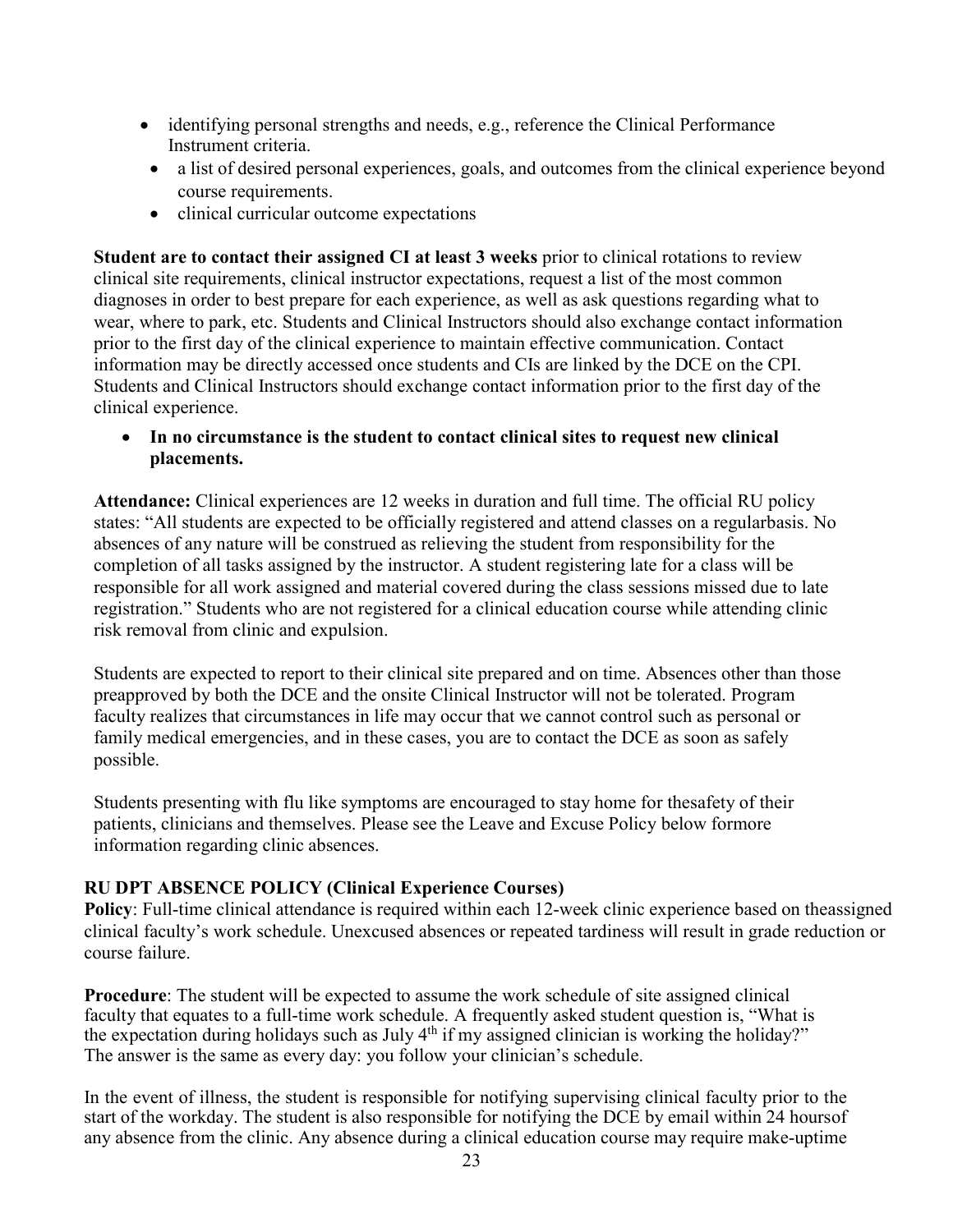- identifying personal strengths and needs, e.g., reference the Clinical Performance Instrument criteria.
- a list of desired personal experiences, goals, and outcomes from the clinical experience beyond course requirements.
- clinical curricular outcome expectations

**Student are to contact their assigned CI at least 3 weeks** prior to clinical rotations to review clinical site requirements, clinical instructor expectations, request a list of the most common diagnoses in order to best prepare for each experience, as well as ask questions regarding what to wear, where to park, etc. Students and Clinical Instructors should also exchange contact information prior to the first day of the clinical experience to maintain effective communication. Contact information may be directly accessed once students and CIs are linked by the DCE on the CPI. Students and Clinical Instructors should exchange contact information prior to the first day of the clinical experience.

- **In no circumstance is the student to contact clinical sites to request new clinical placements.**

**Attendance:** Clinical experiences are 12 weeks in duration and full time. The official RU policy states: "All students are expected to be officially registered and attend classes on a regularbasis. No absences of any nature will be construed as relieving the student from responsibility for the completion of all tasks assigned by the instructor. A student registering late for a class will be responsible for all work assigned and material covered during the class sessions missed due to late registration." Students who are not registered for a clinical education course while attending clinic risk removal from clinic and expulsion.

Students are expected to report to their clinical site prepared and on time. Absences other than those preapproved by both the DCE and the onsite Clinical Instructor will not be tolerated. Program faculty realizes that circumstances in life may occur that we cannot control such as personal or family medical emergencies, and in these cases, you are to contact the DCE as soon as safely possible.

Students presenting with flu like symptoms are encouraged to stay home for thesafety of their patients, clinicians and themselves. Please see the Leave and Excuse Policy below formore information regarding clinic absences.

**RU DPT ABSENCE POLICY (Clinical Experience Courses)**

**Policy**: Full-time clinical attendance is required within each 12-week clinic experience based on theassigned clinical faculty's work schedule. Unexcused absences or repeated tardiness will result in grade reduction or course failure.

**Procedure**: The student will be expected to assume the work schedule of site assigned clinical faculty that equates to a full-time work schedule. A frequently asked student question is, "What is the expectation during holidays such as July 4th if my assigned clinician is working the holiday?" The answer is the same as every day: you follow your clinician's schedule.

In the event of illness, the student is responsible for notifying supervising clinical faculty prior to the start of the workday. The student is also responsible for notifying the DCE by email within 24 hoursof any absence from the clinic. Any absence during a clinical education course may require make-uptime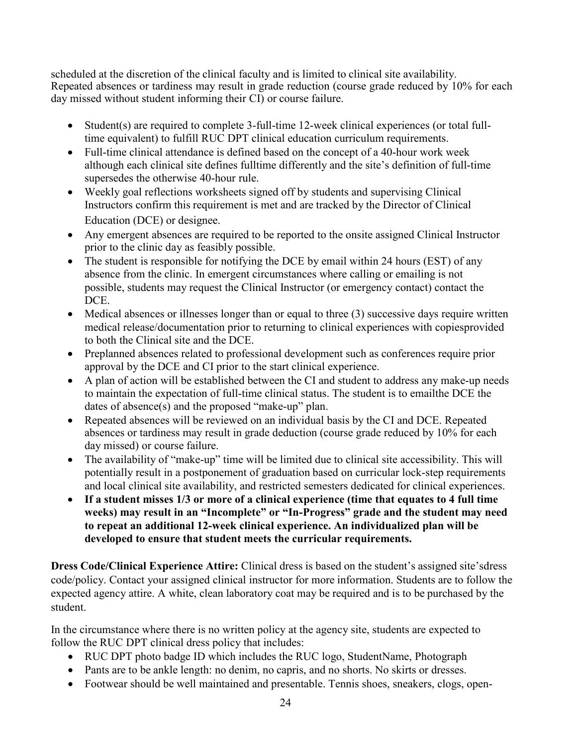scheduled at the discretion of the clinical faculty and is limited to clinical site availability. Repeated absences or tardiness may result in grade reduction (course grade reduced by 10% for each day missed without student informing their CI) or course failure.

- Student(s) are required to complete 3-full-time 12-week clinical experiences (or total full-time equivalent) to fulfill RUC DPT clinical education curriculum requirements.
- Full-time clinical attendance is defined based on the concept of a 40-hour work week although each clinical site defines fulltime differently and the site's definition of full-time supersedes the otherwise 40-hour rule.
- Weekly goal reflections worksheets signed off by students and supervising Clinical Instructors confirm this requirement is met and are tracked by the Director of Clinical Education (DCE) or designee.
- Any emergent absences are required to be reported to the onsite assigned Clinical Instructor prior to the clinic day as feasibly possible.
- The student is responsible for notifying the DCE by email within 24 hours (EST) of any absence from the clinic. In emergent circumstances where calling or emailing is not possible, students may request the Clinical Instructor (or emergency contact) contact the DCE.
- Medical absences or illnesses longer than or equal to three (3) successive days require written medical release/documentation prior to returning to clinical experiences with copiesprovided to both the Clinical site and the DCE.
- Preplanned absences related to professional development such as conferences require prior approval by the DCE and CI prior to the start clinical experience.
- A plan of action will be established between the CI and student to address any make-up needs to maintain the expectation of full-time clinical status. The student is to emailthe DCE the dates of absence(s) and the proposed "make-up" plan.
- Repeated absences will be reviewed on an individual basis by the CI and DCE. Repeated absences or tardiness may result in grade deduction (course grade reduced by 10% for each day missed) or course failure.
- The availability of "make-up" time will be limited due to clinical site accessibility. This will potentially result in a postponement of graduation based on curricular lock-step requirements and local clinical site availability, and restricted semesters dedicated for clinical experiences.
- **If a student misses 1/3 or more of a clinical experience (time that equates to 4 full time weeks) may result in an "Incomplete" or "In-Progress" grade and the student may need to repeat an additional 12-week clinical experience. An individualized plan will be developed to ensure that student meets the curricular requirements.**

**Dress Code/Clinical Experience Attire:** Clinical dress is based on the student's assigned site'sdress code/policy. Contact your assigned clinical instructor for more information. Students are to follow the expected agency attire. A white, clean laboratory coat may be required and is to be purchased by the student.

In the circumstance where there is no written policy at the agency site, students are expected to follow the RUC DPT clinical dress policy that includes:

- RUC DPT photo badge ID which includes the RUC logo, StudentName, Photograph
- Pants are to be ankle length: no denim, no capris, and no shorts. No skirts or dresses.
- Footwear should be well maintained and presentable. Tennis shoes, sneakers, clogs, open-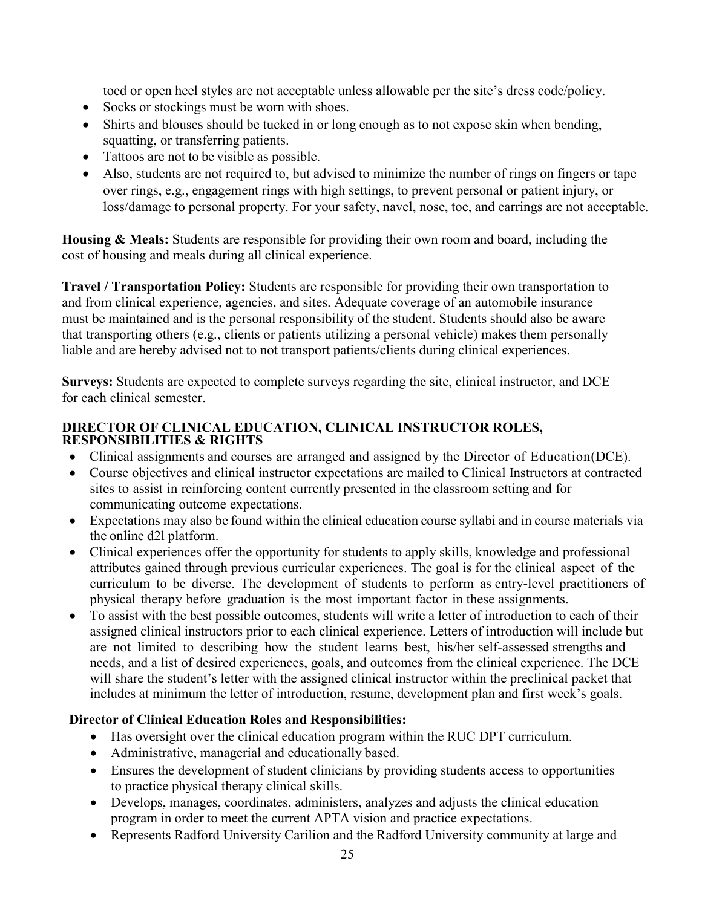toed or open heel styles are not acceptable unless allowable per the site's dress code/policy.

- Socks or stockings must be worn with shoes.
- Shirts and blouses should be tucked in or long enough as to not expose skin when bending, squatting, or transferring patients.
- Tattoos are not to be visible as possible.
- Also, students are not required to, but advised to minimize the number of rings on fingers or tape over rings, e.g., engagement rings with high settings, to prevent personal or patient injury, or loss/damage to personal property. For your safety, navel, nose, toe, and earrings are not acceptable.

**Housing & Meals:** Students are responsible for providing their own room and board, including the cost of housing and meals during all clinical experience.

**Travel / Transportation Policy:** Students are responsible for providing their own transportation to and from clinical experience, agencies, and sites. Adequate coverage of an automobile insurance must be maintained and is the personal responsibility of the student. Students should also be aware that transporting others (e.g., clients or patients utilizing a personal vehicle) makes them personally liable and are hereby advised not to not transport patients/clients during clinical experiences.

**Surveys:** Students are expected to complete surveys regarding the site, clinical instructor, and DCE for each clinical semester.

## DIRECTOR OF CLINICAL EDUCATION, CLINICAL INSTRUCTOR ROLES, RESPONSIBILITIES & RIGHTS

- Clinical assignments and courses are arranged and assigned by the Director of Education(DCE).
- Course objectives and clinical instructor expectations are mailed to Clinical Instructors at contracted sites to assist in reinforcing content currently presented in the classroom setting and for communicating outcome expectations.
- Expectations may also be found within the clinical education course syllabi and in course materials via the online d2l platform.
- Clinical experiences offer the opportunity for students to apply skills, knowledge and professional attributes gained through previous curricular experiences. The goal is for the clinical aspect of the curriculum to be diverse. The development of students to perform as entry-level practitioners of physical therapy before graduation is the most important factor in these assignments.
- To assist with the best possible outcomes, students will write a letter of introduction to each of their assigned clinical instructors prior to each clinical experience. Letters of introduction will include but are not limited to describing how the student learns best, his/her self-assessed strengths and needs, and a list of desired experiences, goals, and outcomes from the clinical experience. The DCE will share the student's letter with the assigned clinical instructor within the preclinical packet that includes at minimum the letter of introduction, resume, development plan and first week's goals.

### Director of Clinical Education Roles and Responsibilities:

- Has oversight over the clinical education program within the RUC DPT curriculum.
- Administrative, managerial and educationally based.
- Ensures the development of student clinicians by providing students access to opportunities to practice physical therapy clinical skills.
- Develops, manages, coordinates, administers, analyzes and adjusts the clinical education program in order to meet the current APTA vision and practice expectations.
- Represents Radford University Carilion and the Radford University community at large and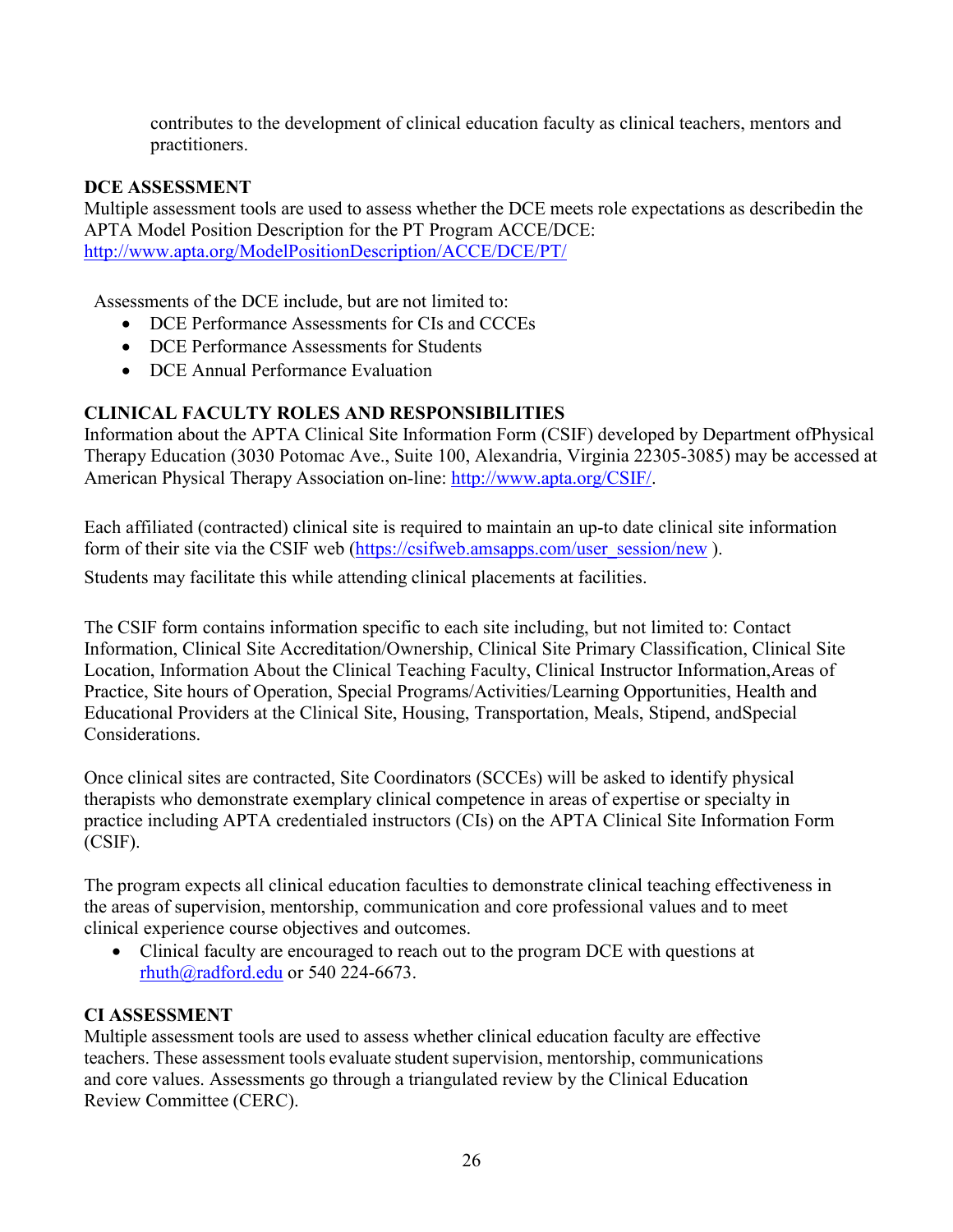contributes to the development of clinical education faculty as clinical teachers, mentors and practitioners.

**DCE ASSESSMENT**

Multiple assessment tools are used to assess whether the DCE meets role expectations as describedin the APTA Model Position Description for the PT Program ACCE/DCE: http://www.apta.org/ModelPositionDescription/ACCE/DCE/PT/

Assessments of the DCE include, but are not limited to:

- DCE Performance Assessments for CIs and CCCEs
- DCE Performance Assessments for Students
- DCE Annual Performance Evaluation

**CLINICAL FACULTY ROLES AND RESPONSIBILITIES**

Information about the APTA Clinical Site Information Form (CSIF) developed by Department ofPhysical Therapy Education (3030 Potomac Ave., Suite 100, Alexandria, Virginia 22305-3085) may be accessed at American Physical Therapy Association on-line: http://www.apta.org/CSIF/.

Each affiliated (contracted) clinical site is required to maintain an up-to date clinical site information form of their site via the CSIF web (https://csifweb.amsapps.com/user_session/new ).

Students may facilitate this while attending clinical placements at facilities.

The CSIF form contains information specific to each site including, but not limited to: Contact Information, Clinical Site Accreditation/Ownership, Clinical Site Primary Classification, Clinical Site Location, Information About the Clinical Teaching Faculty, Clinical Instructor Information,Areas of Practice, Site hours of Operation, Special Programs/Activities/Learning Opportunities, Health and Educational Providers at the Clinical Site, Housing, Transportation, Meals, Stipend, andSpecial Considerations.

Once clinical sites are contracted, Site Coordinators (SCCEs) will be asked to identify physical therapists who demonstrate exemplary clinical competence in areas of expertise or specialty in practice including APTA credentialed instructors (CIs) on the APTA Clinical Site Information Form (CSIF).

The program expects all clinical education faculties to demonstrate clinical teaching effectiveness in the areas of supervision, mentorship, communication and core professional values and to meet clinical experience course objectives and outcomes.

- Clinical faculty are encouraged to reach out to the program DCE with questions at rhuth@radford.edu or 540 224-6673.

**CI ASSESSMENT**

Multiple assessment tools are used to assess whether clinical education faculty are effective teachers. These assessment tools evaluate student supervision, mentorship, communications and core values. Assessments go through a triangulated review by the Clinical Education Review Committee (CERC).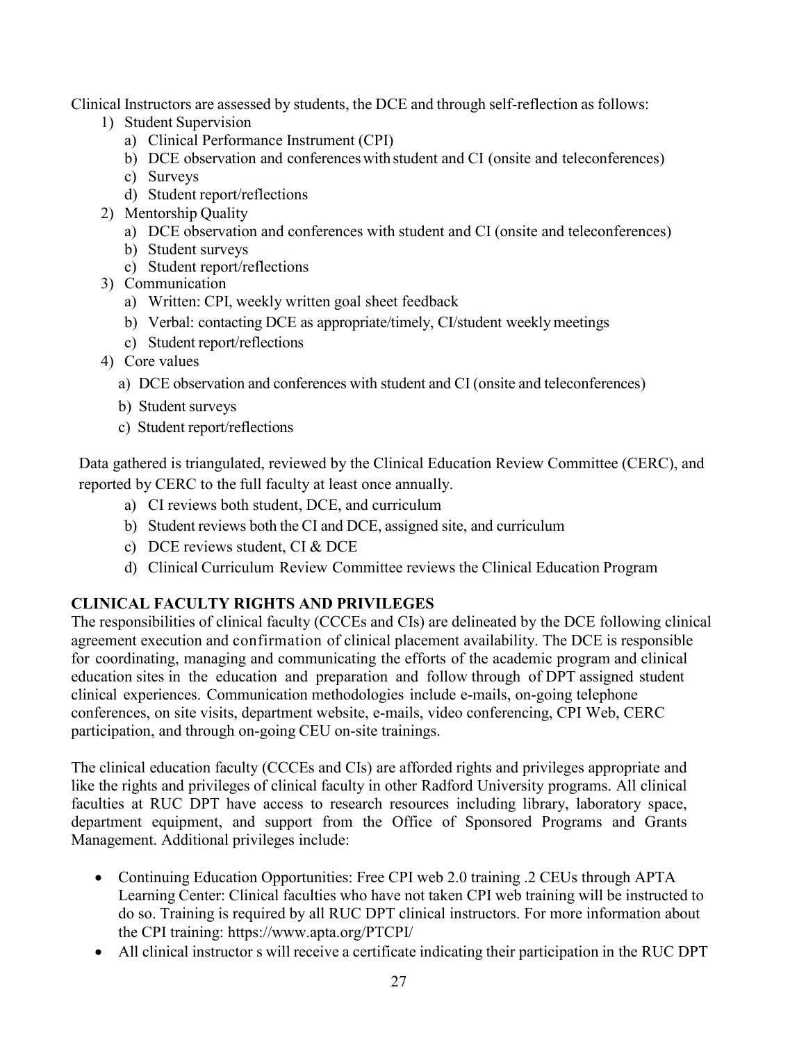Clinical Instructors are assessed by students, the DCE and through self-reflection as follows:

1) Student Supervision
   a) Clinical Performance Instrument (CPI)
   b) DCE observation and conferences with student and CI (onsite and teleconferences)
   c) Surveys
   d) Student report/reflections
2) Mentorship Quality
   a) DCE observation and conferences with student and CI (onsite and teleconferences)
   b) Student surveys
   c) Student report/reflections
3) Communication
   a) Written: CPI, weekly written goal sheet feedback
   b) Verbal: contacting DCE as appropriate/timely, CI/student weekly meetings
   c) Student report/reflections
4) Core values
   a) DCE observation and conferences with student and CI (onsite and teleconferences)
   b) Student surveys
   c) Student report/reflections

Data gathered is triangulated, reviewed by the Clinical Education Review Committee (CERC), and reported by CERC to the full faculty at least once annually.

a) CI reviews both student, DCE, and curriculum
b) Student reviews both the CI and DCE, assigned site, and curriculum
c) DCE reviews student, CI & DCE
d) Clinical Curriculum Review Committee reviews the Clinical Education Program

## CLINICAL FACULTY RIGHTS AND PRIVILEGES

The responsibilities of clinical faculty (CCCEs and CIs) are delineated by the DCE following clinical agreement execution and confirmation of clinical placement availability. The DCE is responsible for coordinating, managing and communicating the efforts of the academic program and clinical education sites in the education and preparation and follow through of DPT assigned student clinical experiences. Communication methodologies include e-mails, on-going telephone conferences, on site visits, department website, e-mails, video conferencing, CPI Web, CERC participation, and through on-going CEU on-site trainings.

The clinical education faculty (CCCEs and CIs) are afforded rights and privileges appropriate and like the rights and privileges of clinical faculty in other Radford University programs. All clinical faculties at RUC DPT have access to research resources including library, laboratory space, department equipment, and support from the Office of Sponsored Programs and Grants Management. Additional privileges include:

- Continuing Education Opportunities: Free CPI web 2.0 training .2 CEUs through APTA Learning Center: Clinical faculties who have not taken CPI web training will be instructed to do so. Training is required by all RUC DPT clinical instructors. For more information about the CPI training: https://www.apta.org/PTCPI/
- All clinical instructor s will receive a certificate indicating their participation in the RUC DPT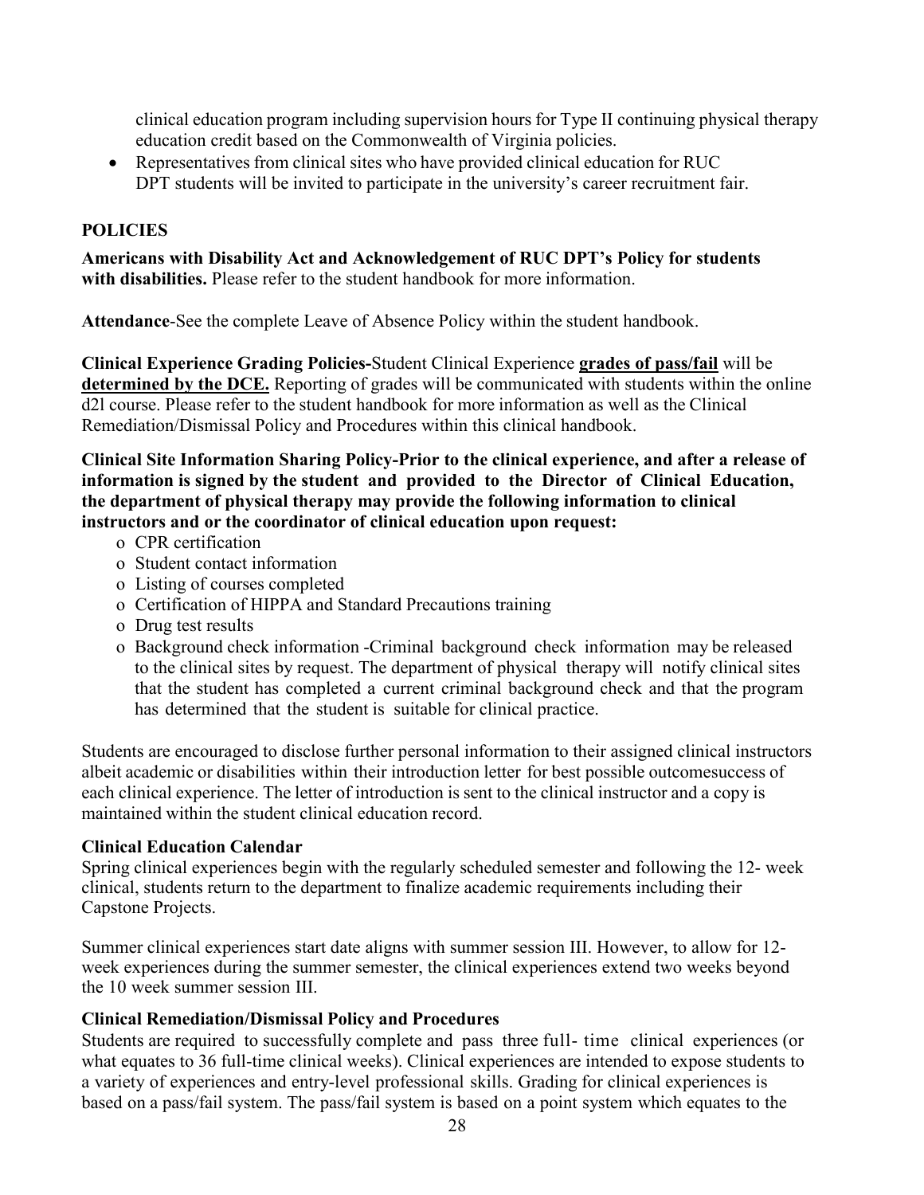clinical education program including supervision hours for Type II continuing physical therapy education credit based on the Commonwealth of Virginia policies.

- Representatives from clinical sites who have provided clinical education for RUC DPT students will be invited to participate in the university's career recruitment fair.

## POLICIES

**Americans with Disability Act and Acknowledgement of RUC DPT's Policy for students with disabilities.** Please refer to the student handbook for more information.

**Attendance**-See the complete Leave of Absence Policy within the student handbook.

**Clinical Experience Grading Policies-**Student Clinical Experience **grades of pass/fail** will be **determined by the DCE.** Reporting of grades will be communicated with students within the online d2l course. Please refer to the student handbook for more information as well as the Clinical Remediation/Dismissal Policy and Procedures within this clinical handbook.

**Clinical Site Information Sharing Policy-Prior to the clinical experience, and after a release of information is signed by the student and provided to the Director of Clinical Education, the department of physical therapy may provide the following information to clinical instructors and or the coordinator of clinical education upon request:**

- CPR certification
- Student contact information
- Listing of courses completed
- Certification of HIPPA and Standard Precautions training
- Drug test results
- Background check information -Criminal background check information may be released to the clinical sites by request. The department of physical therapy will notify clinical sites that the student has completed a current criminal background check and that the program has determined that the student is suitable for clinical practice.

Students are encouraged to disclose further personal information to their assigned clinical instructors albeit academic or disabilities within their introduction letter for best possible outcomesuccess of each clinical experience. The letter of introduction is sent to the clinical instructor and a copy is maintained within the student clinical education record.

**Clinical Education Calendar**

Spring clinical experiences begin with the regularly scheduled semester and following the 12- week clinical, students return to the department to finalize academic requirements including their Capstone Projects.

Summer clinical experiences start date aligns with summer session III. However, to allow for 12-week experiences during the summer semester, the clinical experiences extend two weeks beyond the 10 week summer session III.

**Clinical Remediation/Dismissal Policy and Procedures**

Students are required to successfully complete and pass three full- time clinical experiences (or what equates to 36 full-time clinical weeks). Clinical experiences are intended to expose students to a variety of experiences and entry-level professional skills. Grading for clinical experiences is based on a pass/fail system. The pass/fail system is based on a point system which equates to the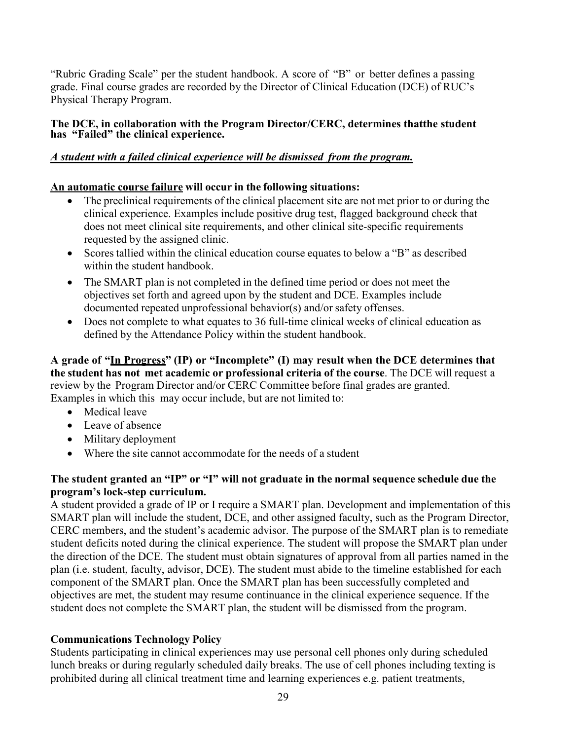"Rubric Grading Scale" per the student handbook. A score of "B" or better defines a passing grade. Final course grades are recorded by the Director of Clinical Education (DCE) of RUC's Physical Therapy Program.

**The DCE, in collaboration with the Program Director/CERC, determines thatthe student has "Failed" the clinical experience.**

***A student with a failed clinical experience will be dismissed from the program.***

**An automatic course failure will occur in the following situations:**

- The preclinical requirements of the clinical placement site are not met prior to or during the clinical experience. Examples include positive drug test, flagged background check that does not meet clinical site requirements, and other clinical site-specific requirements requested by the assigned clinic.
- Scores tallied within the clinical education course equates to below a "B" as described within the student handbook.
- The SMART plan is not completed in the defined time period or does not meet the objectives set forth and agreed upon by the student and DCE. Examples include documented repeated unprofessional behavior(s) and/or safety offenses.
- Does not complete to what equates to 36 full-time clinical weeks of clinical education as defined by the Attendance Policy within the student handbook.

**A grade of "In Progress" (IP) or "Incomplete" (I) may result when the DCE determines that the student has not met academic or professional criteria of the course**. The DCE will request a review by the Program Director and/or CERC Committee before final grades are granted. Examples in which this may occur include, but are not limited to:

- Medical leave
- Leave of absence
- Military deployment
- Where the site cannot accommodate for the needs of a student

**The student granted an "IP" or "I" will not graduate in the normal sequence schedule due the program's lock-step curriculum.**

A student provided a grade of IP or I require a SMART plan. Development and implementation of this SMART plan will include the student, DCE, and other assigned faculty, such as the Program Director, CERC members, and the student's academic advisor. The purpose of the SMART plan is to remediate student deficits noted during the clinical experience. The student will propose the SMART plan under the direction of the DCE. The student must obtain signatures of approval from all parties named in the plan (i.e. student, faculty, advisor, DCE). The student must abide to the timeline established for each component of the SMART plan. Once the SMART plan has been successfully completed and objectives are met, the student may resume continuance in the clinical experience sequence. If the student does not complete the SMART plan, the student will be dismissed from the program.

**Communications Technology Policy**

Students participating in clinical experiences may use personal cell phones only during scheduled lunch breaks or during regularly scheduled daily breaks. The use of cell phones including texting is prohibited during all clinical treatment time and learning experiences e.g. patient treatments,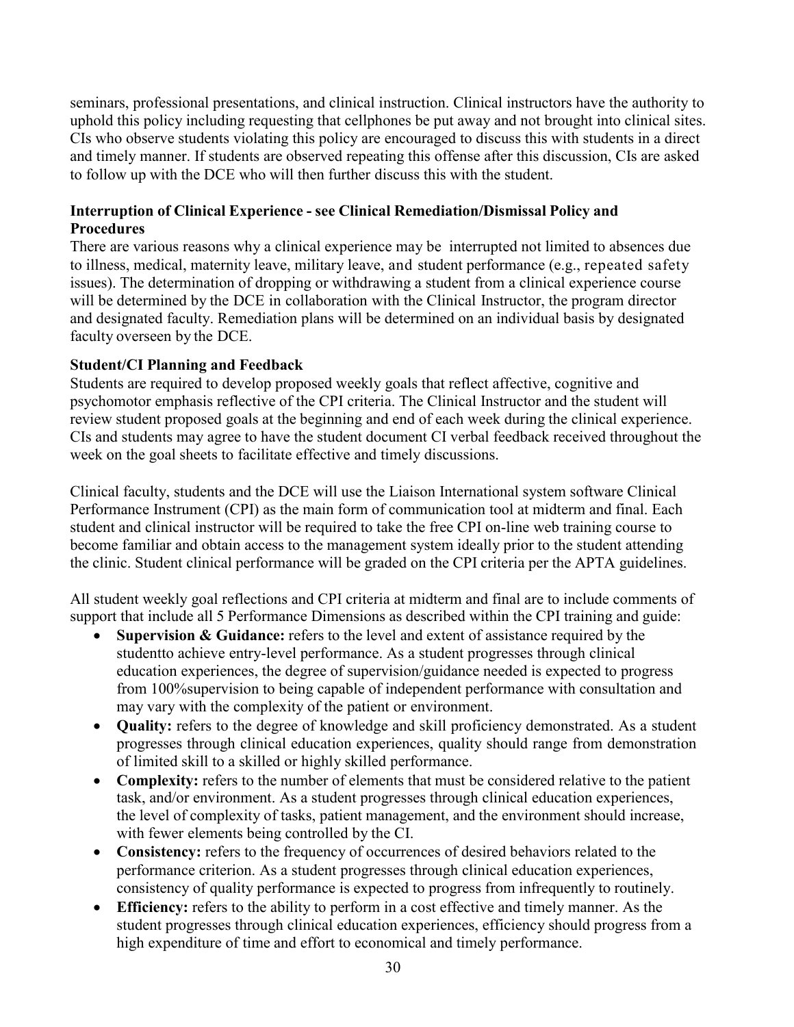seminars, professional presentations, and clinical instruction. Clinical instructors have the authority to uphold this policy including requesting that cellphones be put away and not brought into clinical sites. CIs who observe students violating this policy are encouraged to discuss this with students in a direct and timely manner. If students are observed repeating this offense after this discussion, CIs are asked to follow up with the DCE who will then further discuss this with the student.

**Interruption of Clinical Experience - see Clinical Remediation/Dismissal Policy and Procedures**

There are various reasons why a clinical experience may be interrupted not limited to absences due to illness, medical, maternity leave, military leave, and student performance (e.g., repeated safety issues). The determination of dropping or withdrawing a student from a clinical experience course will be determined by the DCE in collaboration with the Clinical Instructor, the program director and designated faculty. Remediation plans will be determined on an individual basis by designated faculty overseen by the DCE.

**Student/CI Planning and Feedback**

Students are required to develop proposed weekly goals that reflect affective, cognitive and psychomotor emphasis reflective of the CPI criteria. The Clinical Instructor and the student will review student proposed goals at the beginning and end of each week during the clinical experience. CIs and students may agree to have the student document CI verbal feedback received throughout the week on the goal sheets to facilitate effective and timely discussions.

Clinical faculty, students and the DCE will use the Liaison International system software Clinical Performance Instrument (CPI) as the main form of communication tool at midterm and final. Each student and clinical instructor will be required to take the free CPI on-line web training course to become familiar and obtain access to the management system ideally prior to the student attending the clinic. Student clinical performance will be graded on the CPI criteria per the APTA guidelines.

All student weekly goal reflections and CPI criteria at midterm and final are to include comments of support that include all 5 Performance Dimensions as described within the CPI training and guide:

- **Supervision & Guidance:** refers to the level and extent of assistance required by the studentto achieve entry-level performance. As a student progresses through clinical education experiences, the degree of supervision/guidance needed is expected to progress from 100%supervision to being capable of independent performance with consultation and may vary with the complexity of the patient or environment.
- **Quality:** refers to the degree of knowledge and skill proficiency demonstrated. As a student progresses through clinical education experiences, quality should range from demonstration of limited skill to a skilled or highly skilled performance.
- **Complexity:** refers to the number of elements that must be considered relative to the patient task, and/or environment. As a student progresses through clinical education experiences, the level of complexity of tasks, patient management, and the environment should increase, with fewer elements being controlled by the CI.
- **Consistency:** refers to the frequency of occurrences of desired behaviors related to the performance criterion. As a student progresses through clinical education experiences, consistency of quality performance is expected to progress from infrequently to routinely.
- **Efficiency:** refers to the ability to perform in a cost effective and timely manner. As the student progresses through clinical education experiences, efficiency should progress from a high expenditure of time and effort to economical and timely performance.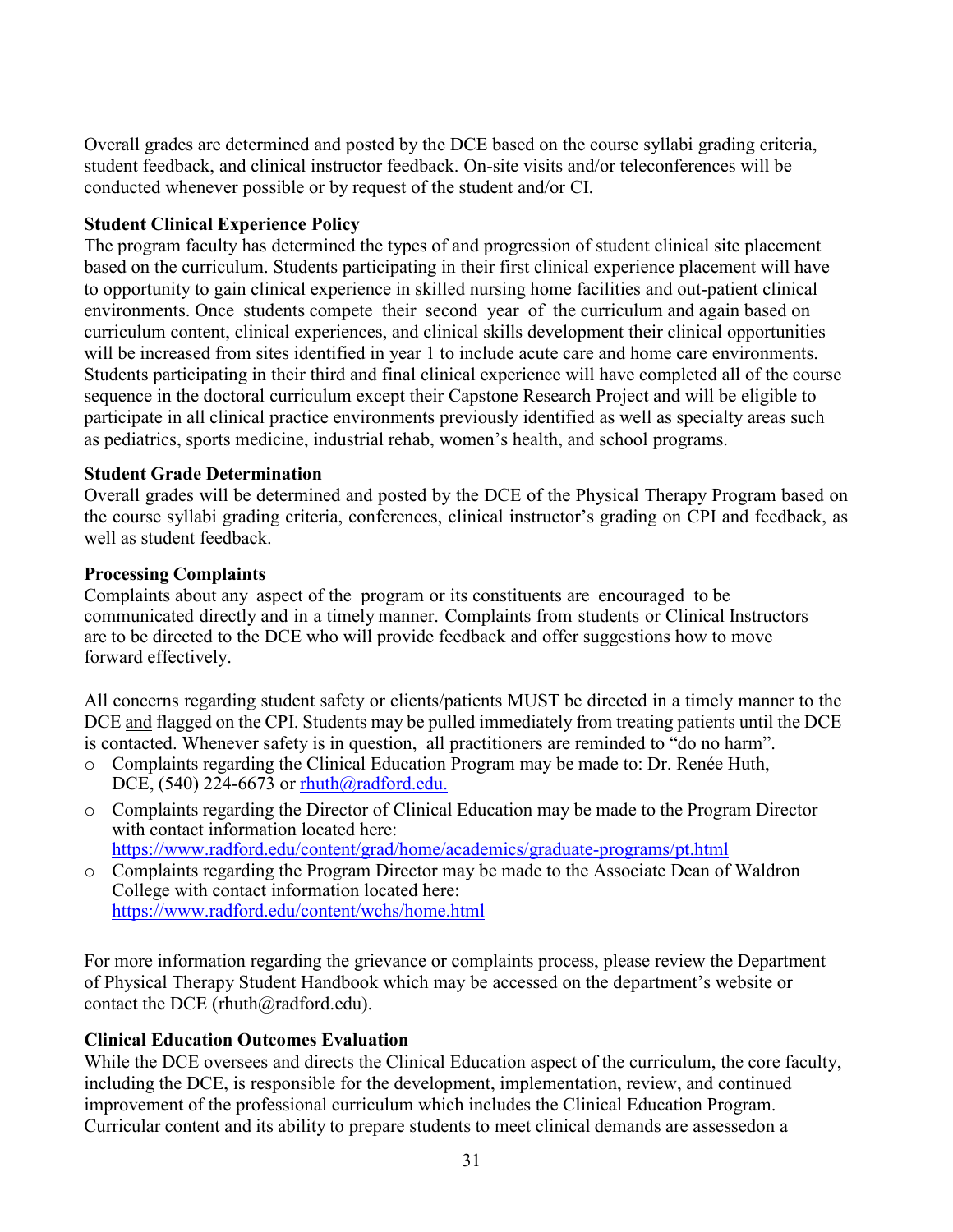Overall grades are determined and posted by the DCE based on the course syllabi grading criteria, student feedback, and clinical instructor feedback. On-site visits and/or teleconferences will be conducted whenever possible or by request of the student and/or CI.

**Student Clinical Experience Policy**

The program faculty has determined the types of and progression of student clinical site placement based on the curriculum. Students participating in their first clinical experience placement will have to opportunity to gain clinical experience in skilled nursing home facilities and out-patient clinical environments. Once students compete their second year of the curriculum and again based on curriculum content, clinical experiences, and clinical skills development their clinical opportunities will be increased from sites identified in year 1 to include acute care and home care environments. Students participating in their third and final clinical experience will have completed all of the course sequence in the doctoral curriculum except their Capstone Research Project and will be eligible to participate in all clinical practice environments previously identified as well as specialty areas such as pediatrics, sports medicine, industrial rehab, women's health, and school programs.

**Student Grade Determination**

Overall grades will be determined and posted by the DCE of the Physical Therapy Program based on the course syllabi grading criteria, conferences, clinical instructor's grading on CPI and feedback, as well as student feedback.

**Processing Complaints**

Complaints about any aspect of the program or its constituents are encouraged to be communicated directly and in a timely manner. Complaints from students or Clinical Instructors are to be directed to the DCE who will provide feedback and offer suggestions how to move forward effectively.

All concerns regarding student safety or clients/patients MUST be directed in a timely manner to the DCE <u>and</u> flagged on the CPI. Students may be pulled immediately from treating patients until the DCE is contacted. Whenever safety is in question, all practitioners are reminded to "do no harm".

- Complaints regarding the Clinical Education Program may be made to: Dr. Renée Huth, DCE, (540) 224-6673 or [rhuth@radford.edu.](mailto:rhuth@radford.edu)
- Complaints regarding the Director of Clinical Education may be made to the Program Director with contact information located here: [https://www.radford.edu/content/grad/home/academics/graduate-programs/pt.html](https://www.radford.edu/content/grad/home/academics/graduate-programs/pt.html)
- Complaints regarding the Program Director may be made to the Associate Dean of Waldron College with contact information located here: [https://www.radford.edu/content/wchs/home.html](https://www.radford.edu/content/wchs/home.html)

For more information regarding the grievance or complaints process, please review the Department of Physical Therapy Student Handbook which may be accessed on the department's website or contact the DCE (rhuth@radford.edu).

**Clinical Education Outcomes Evaluation**

While the DCE oversees and directs the Clinical Education aspect of the curriculum, the core faculty, including the DCE, is responsible for the development, implementation, review, and continued improvement of the professional curriculum which includes the Clinical Education Program. Curricular content and its ability to prepare students to meet clinical demands are assessedon a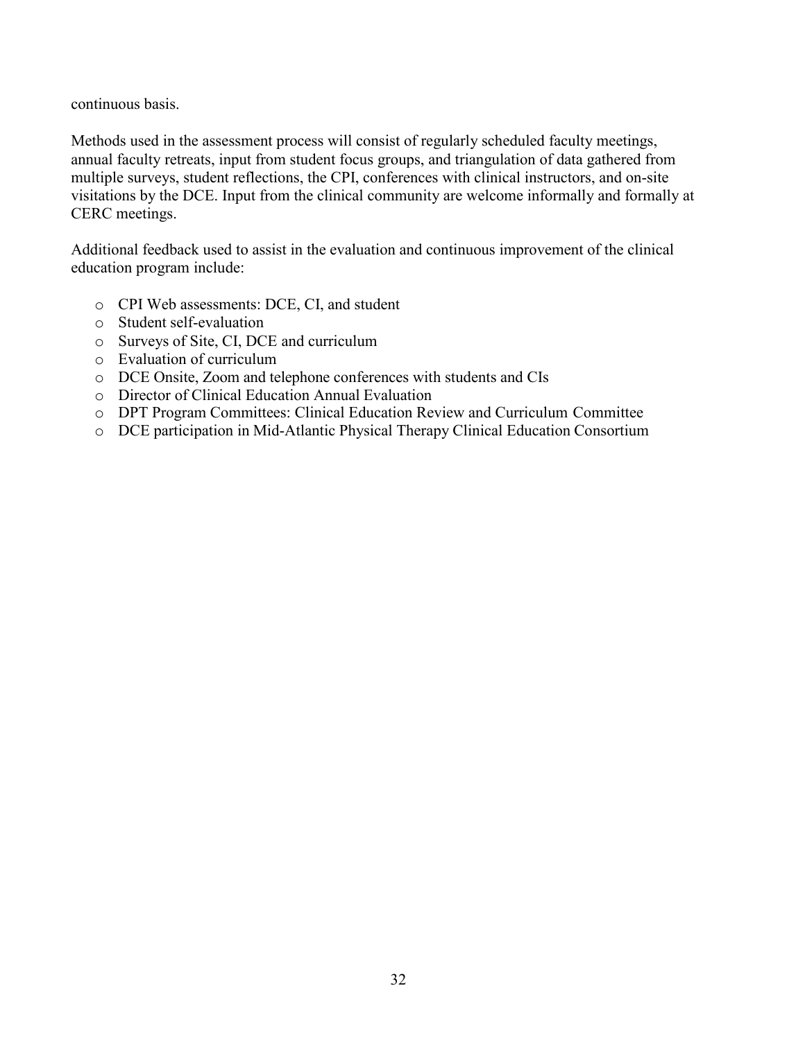continuous basis.

Methods used in the assessment process will consist of regularly scheduled faculty meetings, annual faculty retreats, input from student focus groups, and triangulation of data gathered from multiple surveys, student reflections, the CPI, conferences with clinical instructors, and on-site visitations by the DCE. Input from the clinical community are welcome informally and formally at CERC meetings.

Additional feedback used to assist in the evaluation and continuous improvement of the clinical education program include:

- CPI Web assessments: DCE, CI, and student
- Student self-evaluation
- Surveys of Site, CI, DCE and curriculum
- Evaluation of curriculum
- DCE Onsite, Zoom and telephone conferences with students and CIs
- Director of Clinical Education Annual Evaluation
- DPT Program Committees: Clinical Education Review and Curriculum Committee
- DCE participation in Mid-Atlantic Physical Therapy Clinical Education Consortium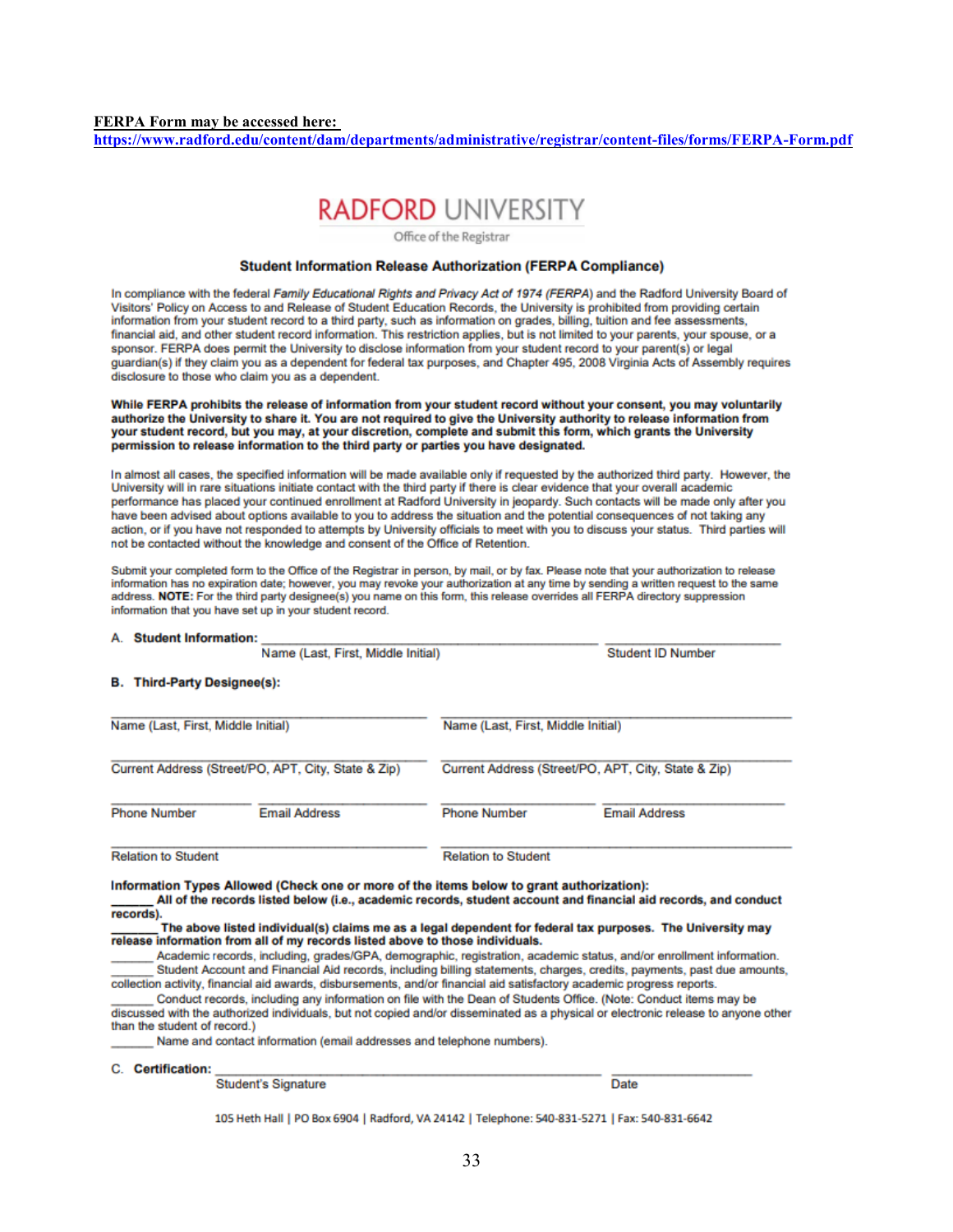**FERPA Form may be accessed here:**
https://www.radford.edu/content/dam/departments/administrative/registrar/content-files/forms/FERPA-Form.pdf

# RADFORD UNIVERSITY

Office of the Registrar

## Student Information Release Authorization (FERPA Compliance)

In compliance with the federal *Family Educational Rights and Privacy Act of 1974 (FERPA)* and the Radford University Board of Visitors' Policy on Access to and Release of Student Education Records, the University is prohibited from providing certain information from your student record to a third party, such as information on grades, billing, tuition and fee assessments, financial aid, and other student record information. This restriction applies, but is not limited to your parents, your spouse, or a sponsor. FERPA does permit the University to disclose information from your student record to your parent(s) or legal guardian(s) if they claim you as a dependent for federal tax purposes, and Chapter 495, 2008 Virginia Acts of Assembly requires disclosure to those who claim you as a dependent.

**While FERPA prohibits the release of information from your student record without your consent, you may voluntarily authorize the University to share it. You are not required to give the University authority to release information from your student record, but you may, at your discretion, complete and submit this form, which grants the University permission to release information to the third party or parties you have designated.**

In almost all cases, the specified information will be made available only if requested by the authorized third party. However, the University will in rare situations initiate contact with the third party if there is clear evidence that your overall academic performance has placed your continued enrollment at Radford University in jeopardy. Such contacts will be made only after you have been advised about options available to you to address the situation and the potential consequences of not taking any action, or if you have not responded to attempts by University officials to meet with you to discuss your status. Third parties will not be contacted without the knowledge and consent of the Office of Retention.

Submit your completed form to the Office of the Registrar in person, by mail, or by fax. Please note that your authorization to release information has no expiration date; however, you may revoke your authorization at any time by sending a written request to the same address. **NOTE:** For the third party designee(s) you name on this form, this release overrides all FERPA directory suppression information that you have set up in your student record.

A. **Student Information:** ______________________________________________ ____________________

Name (Last, First, Middle Initial) Student ID Number

B. **Third-Party Designee(s):**

| | |
|---|---|
| Name (Last, First, Middle Initial) | Name (Last, First, Middle Initial) |
| Current Address (Street/PO, APT, City, State & Zip) | Current Address (Street/PO, APT, City, State & Zip) |
| Phone Number / Email Address | Phone Number / Email Address |
| Relation to Student | Relation to Student |

**Information Types Allowed (Check one or more of the items below to grant authorization):**

______ **All of the records listed below (i.e., academic records, student account and financial aid records, and conduct records).**

______ **The above listed individual(s) claims me as a legal dependent for federal tax purposes. The University may release information from all of my records listed above to those individuals.**

______ Academic records, including, grades/GPA, demographic, registration, academic status, and/or enrollment information.

______ Student Account and Financial Aid records, including billing statements, charges, credits, payments, past due amounts, collection activity, financial aid awards, disbursements, and/or financial aid satisfactory academic progress reports.

______ Conduct records, including any information on file with the Dean of Students Office. (Note: Conduct items may be discussed with the authorized individuals, but not copied and/or disseminated as a physical or electronic release to anyone other than the student of record.)

______ Name and contact information (email addresses and telephone numbers).

C. **Certification:** ______________________________________________ ____________________

Student's Signature Date

105 Heth Hall | PO Box 6904 | Radford, VA 24142 | Telephone: 540-831-5271 | Fax: 540-831-6642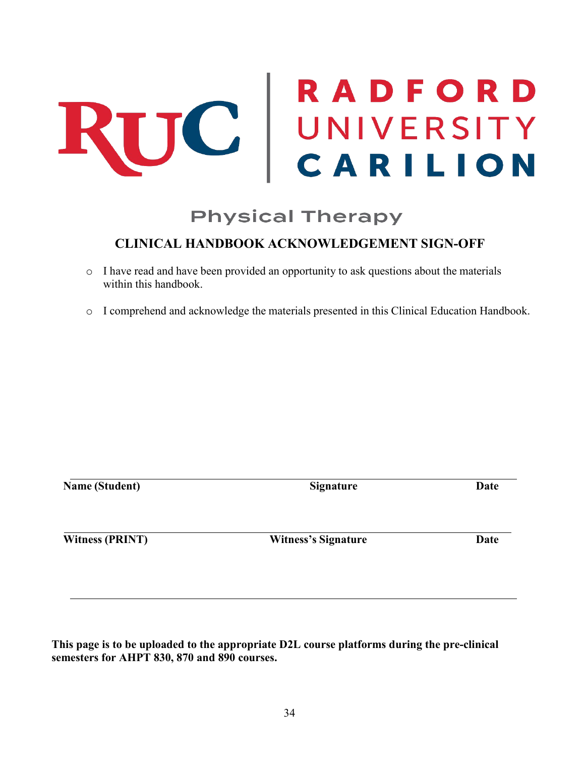RUC | RADFORD UNIVERSITY CARILION

Physical Therapy

## CLINICAL HANDBOOK ACKNOWLEDGEMENT SIGN-OFF

- I have read and have been provided an opportunity to ask questions about the materials within this handbook.
- I comprehend and acknowledge the materials presented in this Clinical Education Handbook.

**Name (Student)** **Signature** **Date**

**Witness (PRINT)** **Witness's Signature** **Date**

**This page is to be uploaded to the appropriate D2L course platforms during the pre-clinical semesters for AHPT 830, 870 and 890 courses.**